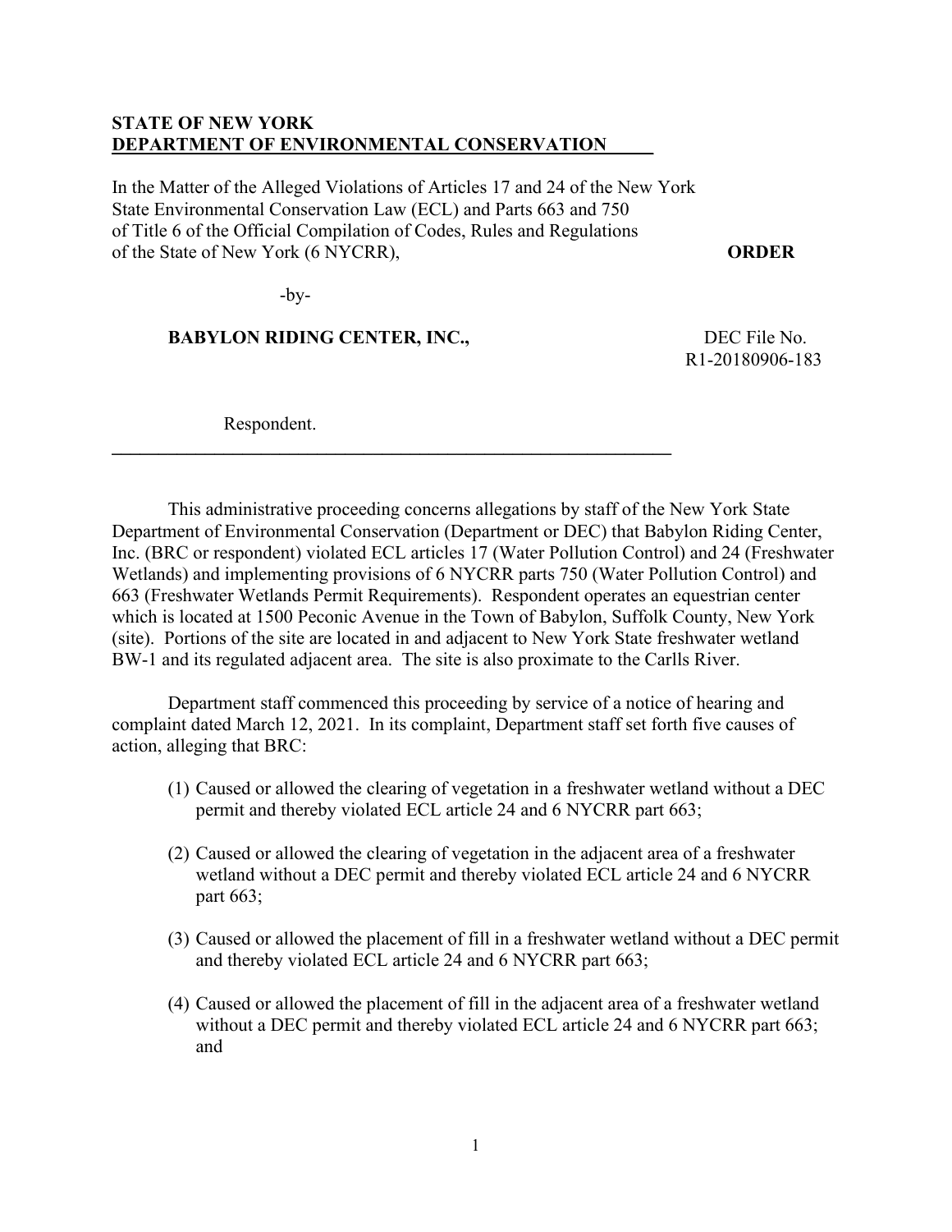**STATE OF NEW YORK**
**DEPARTMENT OF ENVIRONMENTAL CONSERVATION**

In the Matter of the Alleged Violations of Articles 17 and 24 of the New York State Environmental Conservation Law (ECL) and Parts 663 and 750 of Title 6 of the Official Compilation of Codes, Rules and Regulations of the State of New York (6 NYCRR),

**ORDER**

-by-

**BABYLON RIDING CENTER, INC.,**

DEC File No. R1-20180906-183

Respondent.

---

This administrative proceeding concerns allegations by staff of the New York State Department of Environmental Conservation (Department or DEC) that Babylon Riding Center, Inc. (BRC or respondent) violated ECL articles 17 (Water Pollution Control) and 24 (Freshwater Wetlands) and implementing provisions of 6 NYCRR parts 750 (Water Pollution Control) and 663 (Freshwater Wetlands Permit Requirements). Respondent operates an equestrian center which is located at 1500 Peconic Avenue in the Town of Babylon, Suffolk County, New York (site). Portions of the site are located in and adjacent to New York State freshwater wetland BW-1 and its regulated adjacent area. The site is also proximate to the Carlls River.

Department staff commenced this proceeding by service of a notice of hearing and complaint dated March 12, 2021. In its complaint, Department staff set forth five causes of action, alleging that BRC:

(1) Caused or allowed the clearing of vegetation in a freshwater wetland without a DEC permit and thereby violated ECL article 24 and 6 NYCRR part 663;

(2) Caused or allowed the clearing of vegetation in the adjacent area of a freshwater wetland without a DEC permit and thereby violated ECL article 24 and 6 NYCRR part 663;

(3) Caused or allowed the placement of fill in a freshwater wetland without a DEC permit and thereby violated ECL article 24 and 6 NYCRR part 663;

(4) Caused or allowed the placement of fill in the adjacent area of a freshwater wetland without a DEC permit and thereby violated ECL article 24 and 6 NYCRR part 663; and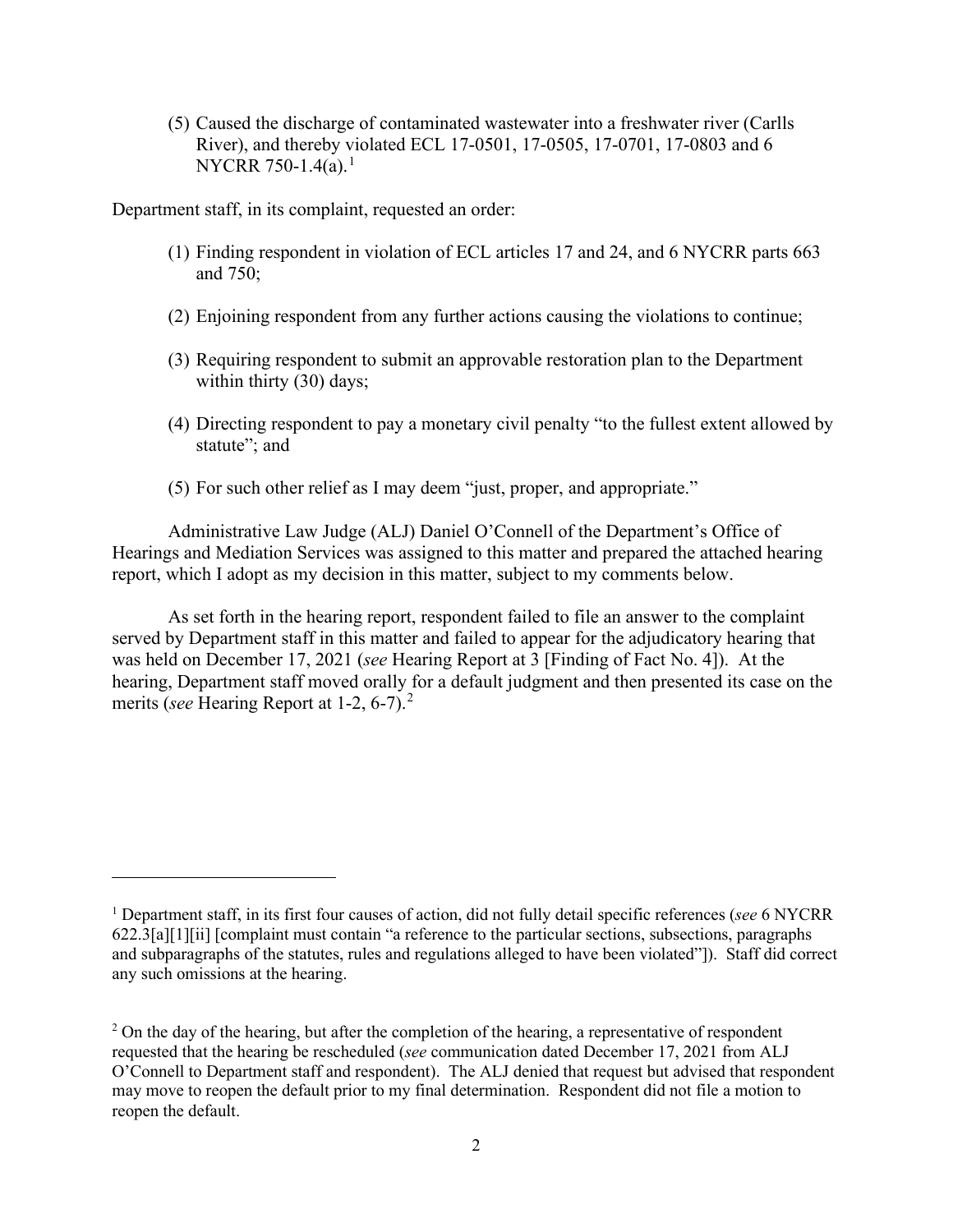(5) Caused the discharge of contaminated wastewater into a freshwater river (Carlls River), and thereby violated ECL 17-0501, 17-0505, 17-0701, 17-0803 and 6 NYCRR 750-1.4(a).[1]

Department staff, in its complaint, requested an order:

(1) Finding respondent in violation of ECL articles 17 and 24, and 6 NYCRR parts 663 and 750;

(2) Enjoining respondent from any further actions causing the violations to continue;

(3) Requiring respondent to submit an approvable restoration plan to the Department within thirty (30) days;

(4) Directing respondent to pay a monetary civil penalty "to the fullest extent allowed by statute"; and

(5) For such other relief as I may deem "just, proper, and appropriate."

Administrative Law Judge (ALJ) Daniel O'Connell of the Department's Office of Hearings and Mediation Services was assigned to this matter and prepared the attached hearing report, which I adopt as my decision in this matter, subject to my comments below.

As set forth in the hearing report, respondent failed to file an answer to the complaint served by Department staff in this matter and failed to appear for the adjudicatory hearing that was held on December 17, 2021 (*see* Hearing Report at 3 [Finding of Fact No. 4]). At the hearing, Department staff moved orally for a default judgment and then presented its case on the merits (*see* Hearing Report at 1-2, 6-7).[2]

---

[1] Department staff, in its first four causes of action, did not fully detail specific references (*see* 6 NYCRR 622.3[a][1][ii] [complaint must contain "a reference to the particular sections, subsections, paragraphs and subparagraphs of the statutes, rules and regulations alleged to have been violated"]). Staff did correct any such omissions at the hearing.

[2] On the day of the hearing, but after the completion of the hearing, a representative of respondent requested that the hearing be rescheduled (*see* communication dated December 17, 2021 from ALJ O'Connell to Department staff and respondent). The ALJ denied that request but advised that respondent may move to reopen the default prior to my final determination. Respondent did not file a motion to reopen the default.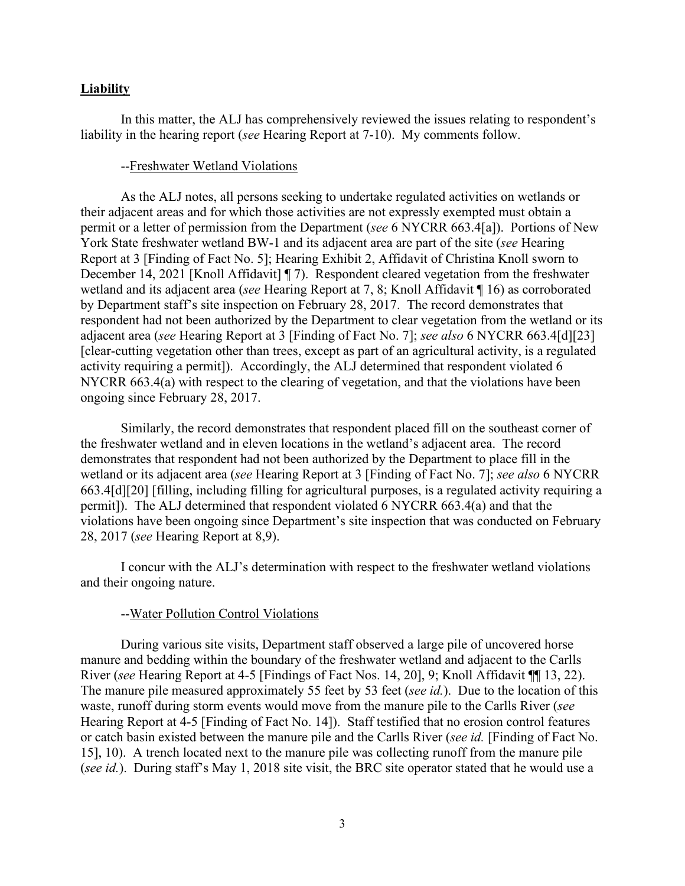**Liability**

In this matter, the ALJ has comprehensively reviewed the issues relating to respondent's liability in the hearing report (*see* Hearing Report at 7-10). My comments follow.

--Freshwater Wetland Violations

As the ALJ notes, all persons seeking to undertake regulated activities on wetlands or their adjacent areas and for which those activities are not expressly exempted must obtain a permit or a letter of permission from the Department (*see* 6 NYCRR 663.4[a]). Portions of New York State freshwater wetland BW-1 and its adjacent area are part of the site (*see* Hearing Report at 3 [Finding of Fact No. 5]; Hearing Exhibit 2, Affidavit of Christina Knoll sworn to December 14, 2021 [Knoll Affidavit] ¶ 7). Respondent cleared vegetation from the freshwater wetland and its adjacent area (*see* Hearing Report at 7, 8; Knoll Affidavit ¶ 16) as corroborated by Department staff's site inspection on February 28, 2017. The record demonstrates that respondent had not been authorized by the Department to clear vegetation from the wetland or its adjacent area (*see* Hearing Report at 3 [Finding of Fact No. 7]; *see also* 6 NYCRR 663.4[d][23] [clear-cutting vegetation other than trees, except as part of an agricultural activity, is a regulated activity requiring a permit]). Accordingly, the ALJ determined that respondent violated 6 NYCRR 663.4(a) with respect to the clearing of vegetation, and that the violations have been ongoing since February 28, 2017.

Similarly, the record demonstrates that respondent placed fill on the southeast corner of the freshwater wetland and in eleven locations in the wetland's adjacent area. The record demonstrates that respondent had not been authorized by the Department to place fill in the wetland or its adjacent area (*see* Hearing Report at 3 [Finding of Fact No. 7]; *see also* 6 NYCRR 663.4[d][20] [filling, including filling for agricultural purposes, is a regulated activity requiring a permit]). The ALJ determined that respondent violated 6 NYCRR 663.4(a) and that the violations have been ongoing since Department's site inspection that was conducted on February 28, 2017 (*see* Hearing Report at 8,9).

I concur with the ALJ's determination with respect to the freshwater wetland violations and their ongoing nature.

--Water Pollution Control Violations

During various site visits, Department staff observed a large pile of uncovered horse manure and bedding within the boundary of the freshwater wetland and adjacent to the Carlls River (*see* Hearing Report at 4-5 [Findings of Fact Nos. 14, 20], 9; Knoll Affidavit ¶¶ 13, 22). The manure pile measured approximately 55 feet by 53 feet (*see id.*). Due to the location of this waste, runoff during storm events would move from the manure pile to the Carlls River (*see* Hearing Report at 4-5 [Finding of Fact No. 14]). Staff testified that no erosion control features or catch basin existed between the manure pile and the Carlls River (*see id.* [Finding of Fact No. 15], 10). A trench located next to the manure pile was collecting runoff from the manure pile (*see id.*). During staff's May 1, 2018 site visit, the BRC site operator stated that he would use a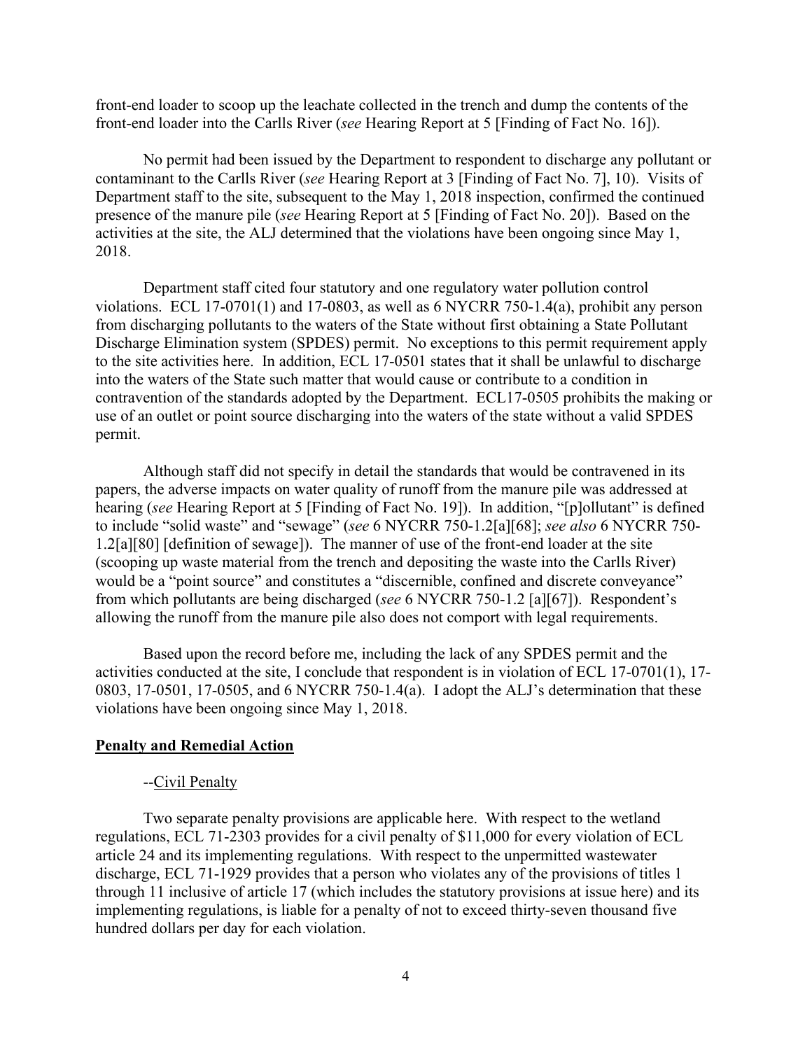front-end loader to scoop up the leachate collected in the trench and dump the contents of the front-end loader into the Carlls River (*see* Hearing Report at 5 [Finding of Fact No. 16]).

No permit had been issued by the Department to respondent to discharge any pollutant or contaminant to the Carlls River (*see* Hearing Report at 3 [Finding of Fact No. 7], 10). Visits of Department staff to the site, subsequent to the May 1, 2018 inspection, confirmed the continued presence of the manure pile (*see* Hearing Report at 5 [Finding of Fact No. 20]). Based on the activities at the site, the ALJ determined that the violations have been ongoing since May 1, 2018.

Department staff cited four statutory and one regulatory water pollution control violations. ECL 17-0701(1) and 17-0803, as well as 6 NYCRR 750-1.4(a), prohibit any person from discharging pollutants to the waters of the State without first obtaining a State Pollutant Discharge Elimination system (SPDES) permit. No exceptions to this permit requirement apply to the site activities here. In addition, ECL 17-0501 states that it shall be unlawful to discharge into the waters of the State such matter that would cause or contribute to a condition in contravention of the standards adopted by the Department. ECL17-0505 prohibits the making or use of an outlet or point source discharging into the waters of the state without a valid SPDES permit.

Although staff did not specify in detail the standards that would be contravened in its papers, the adverse impacts on water quality of runoff from the manure pile was addressed at hearing (*see* Hearing Report at 5 [Finding of Fact No. 19]). In addition, "[p]ollutant" is defined to include "solid waste" and "sewage" (*see* 6 NYCRR 750-1.2[a][68]; *see also* 6 NYCRR 750-1.2[a][80] [definition of sewage]). The manner of use of the front-end loader at the site (scooping up waste material from the trench and depositing the waste into the Carlls River) would be a "point source" and constitutes a "discernible, confined and discrete conveyance" from which pollutants are being discharged (*see* 6 NYCRR 750-1.2 [a][67]). Respondent's allowing the runoff from the manure pile also does not comport with legal requirements.

Based upon the record before me, including the lack of any SPDES permit and the activities conducted at the site, I conclude that respondent is in violation of ECL 17-0701(1), 17-0803, 17-0501, 17-0505, and 6 NYCRR 750-1.4(a). I adopt the ALJ's determination that these violations have been ongoing since May 1, 2018.

## Penalty and Remedial Action

### --Civil Penalty

Two separate penalty provisions are applicable here. With respect to the wetland regulations, ECL 71-2303 provides for a civil penalty of $11,000 for every violation of ECL article 24 and its implementing regulations. With respect to the unpermitted wastewater discharge, ECL 71-1929 provides that a person who violates any of the provisions of titles 1 through 11 inclusive of article 17 (which includes the statutory provisions at issue here) and its implementing regulations, is liable for a penalty of not to exceed thirty-seven thousand five hundred dollars per day for each violation.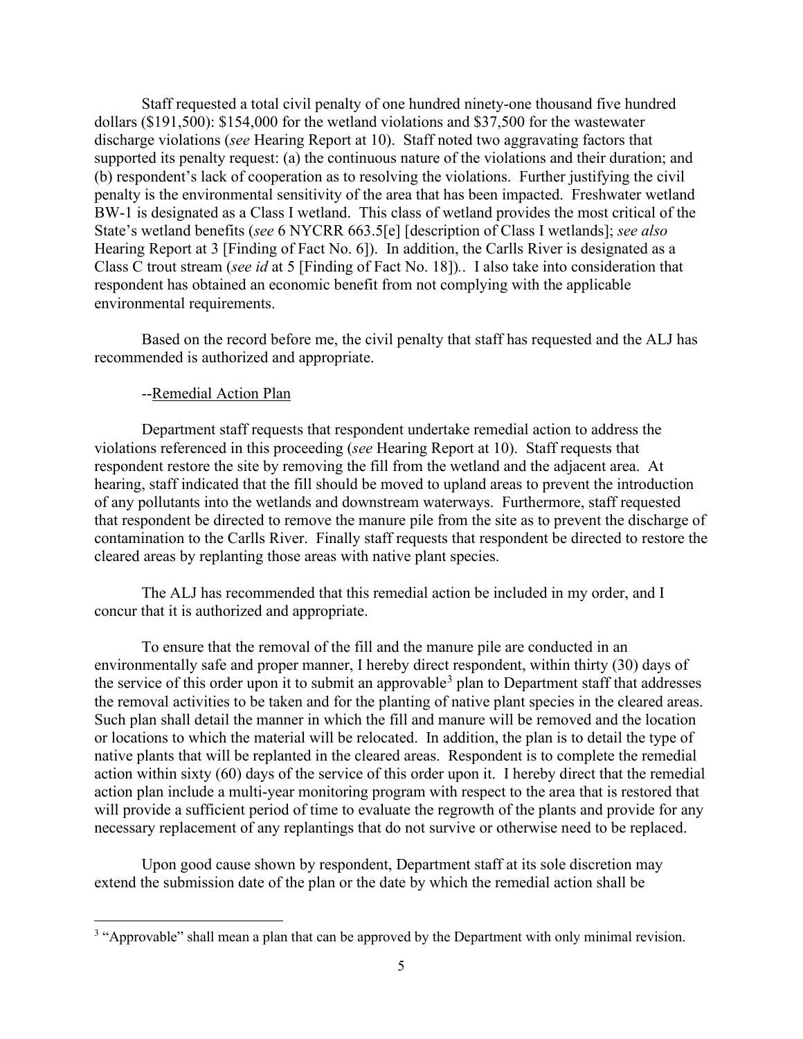Staff requested a total civil penalty of one hundred ninety-one thousand five hundred dollars ($191,500): $154,000 for the wetland violations and $37,500 for the wastewater discharge violations (*see* Hearing Report at 10). Staff noted two aggravating factors that supported its penalty request: (a) the continuous nature of the violations and their duration; and (b) respondent's lack of cooperation as to resolving the violations. Further justifying the civil penalty is the environmental sensitivity of the area that has been impacted. Freshwater wetland BW-1 is designated as a Class I wetland. This class of wetland provides the most critical of the State's wetland benefits (*see* 6 NYCRR 663.5[e] [description of Class I wetlands]; *see also* Hearing Report at 3 [Finding of Fact No. 6]). In addition, the Carlls River is designated as a Class C trout stream (*see id* at 5 [Finding of Fact No. 18]).. I also take into consideration that respondent has obtained an economic benefit from not complying with the applicable environmental requirements.

Based on the record before me, the civil penalty that staff has requested and the ALJ has recommended is authorized and appropriate.

--Remedial Action Plan

Department staff requests that respondent undertake remedial action to address the violations referenced in this proceeding (*see* Hearing Report at 10). Staff requests that respondent restore the site by removing the fill from the wetland and the adjacent area. At hearing, staff indicated that the fill should be moved to upland areas to prevent the introduction of any pollutants into the wetlands and downstream waterways. Furthermore, staff requested that respondent be directed to remove the manure pile from the site as to prevent the discharge of contamination to the Carlls River. Finally staff requests that respondent be directed to restore the cleared areas by replanting those areas with native plant species.

The ALJ has recommended that this remedial action be included in my order, and I concur that it is authorized and appropriate.

To ensure that the removal of the fill and the manure pile are conducted in an environmentally safe and proper manner, I hereby direct respondent, within thirty (30) days of the service of this order upon it to submit an approvable[3] plan to Department staff that addresses the removal activities to be taken and for the planting of native plant species in the cleared areas. Such plan shall detail the manner in which the fill and manure will be removed and the location or locations to which the material will be relocated. In addition, the plan is to detail the type of native plants that will be replanted in the cleared areas. Respondent is to complete the remedial action within sixty (60) days of the service of this order upon it. I hereby direct that the remedial action plan include a multi-year monitoring program with respect to the area that is restored that will provide a sufficient period of time to evaluate the regrowth of the plants and provide for any necessary replacement of any replantings that do not survive or otherwise need to be replaced.

Upon good cause shown by respondent, Department staff at its sole discretion may extend the submission date of the plan or the date by which the remedial action shall be

[3] "Approvable" shall mean a plan that can be approved by the Department with only minimal revision.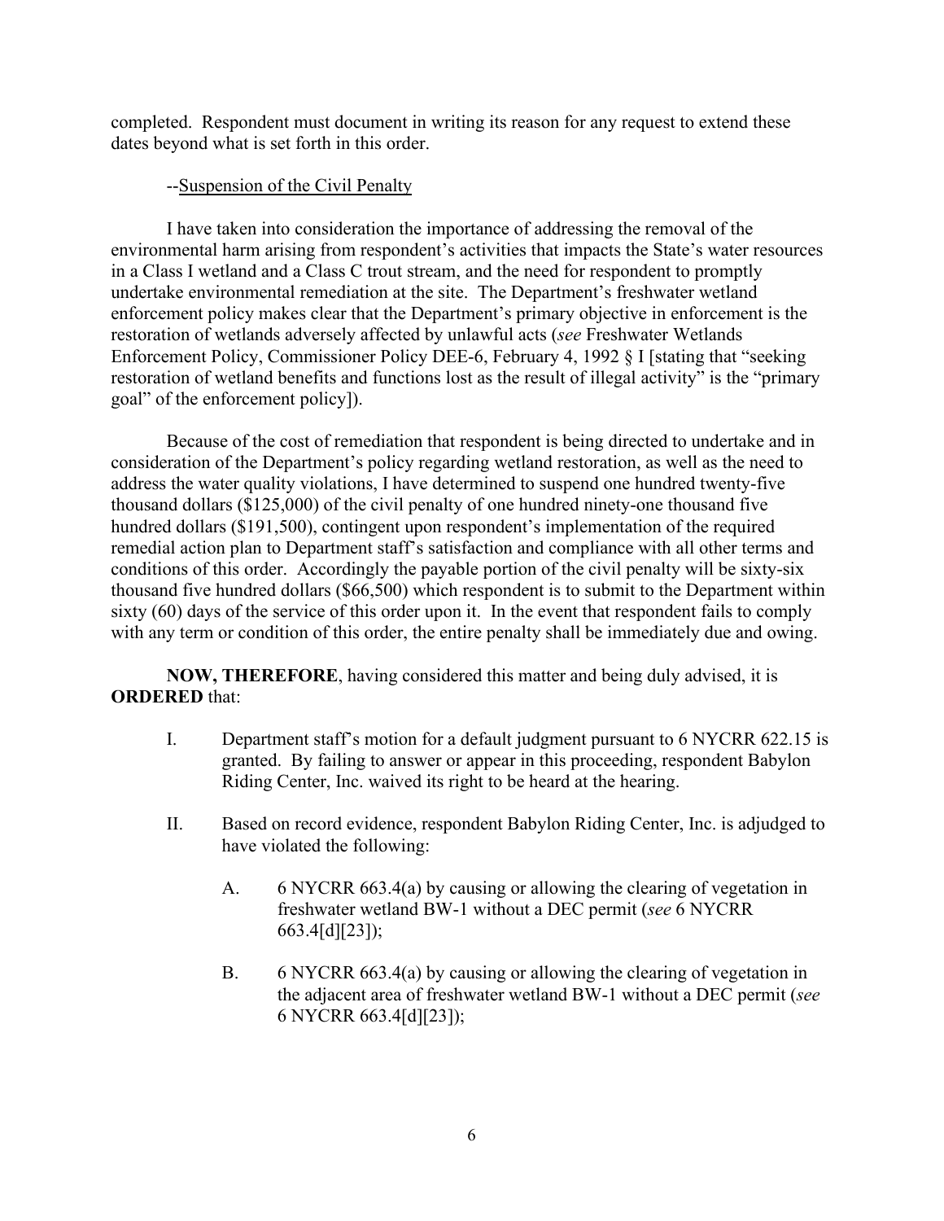completed. Respondent must document in writing its reason for any request to extend these dates beyond what is set forth in this order.

--Suspension of the Civil Penalty

I have taken into consideration the importance of addressing the removal of the environmental harm arising from respondent's activities that impacts the State's water resources in a Class I wetland and a Class C trout stream, and the need for respondent to promptly undertake environmental remediation at the site. The Department's freshwater wetland enforcement policy makes clear that the Department's primary objective in enforcement is the restoration of wetlands adversely affected by unlawful acts (*see* Freshwater Wetlands Enforcement Policy, Commissioner Policy DEE-6, February 4, 1992 § I [stating that "seeking restoration of wetland benefits and functions lost as the result of illegal activity" is the "primary goal" of the enforcement policy]).

Because of the cost of remediation that respondent is being directed to undertake and in consideration of the Department's policy regarding wetland restoration, as well as the need to address the water quality violations, I have determined to suspend one hundred twenty-five thousand dollars ($125,000) of the civil penalty of one hundred ninety-one thousand five hundred dollars ($191,500), contingent upon respondent's implementation of the required remedial action plan to Department staff's satisfaction and compliance with all other terms and conditions of this order. Accordingly the payable portion of the civil penalty will be sixty-six thousand five hundred dollars ($66,500) which respondent is to submit to the Department within sixty (60) days of the service of this order upon it. In the event that respondent fails to comply with any term or condition of this order, the entire penalty shall be immediately due and owing.

**NOW, THEREFORE**, having considered this matter and being duly advised, it is **ORDERED** that:

I. Department staff's motion for a default judgment pursuant to 6 NYCRR 622.15 is granted. By failing to answer or appear in this proceeding, respondent Babylon Riding Center, Inc. waived its right to be heard at the hearing.

II. Based on record evidence, respondent Babylon Riding Center, Inc. is adjudged to have violated the following:

   A. 6 NYCRR 663.4(a) by causing or allowing the clearing of vegetation in freshwater wetland BW-1 without a DEC permit (*see* 6 NYCRR 663.4[d][23]);

   B. 6 NYCRR 663.4(a) by causing or allowing the clearing of vegetation in the adjacent area of freshwater wetland BW-1 without a DEC permit (*see* 6 NYCRR 663.4[d][23]);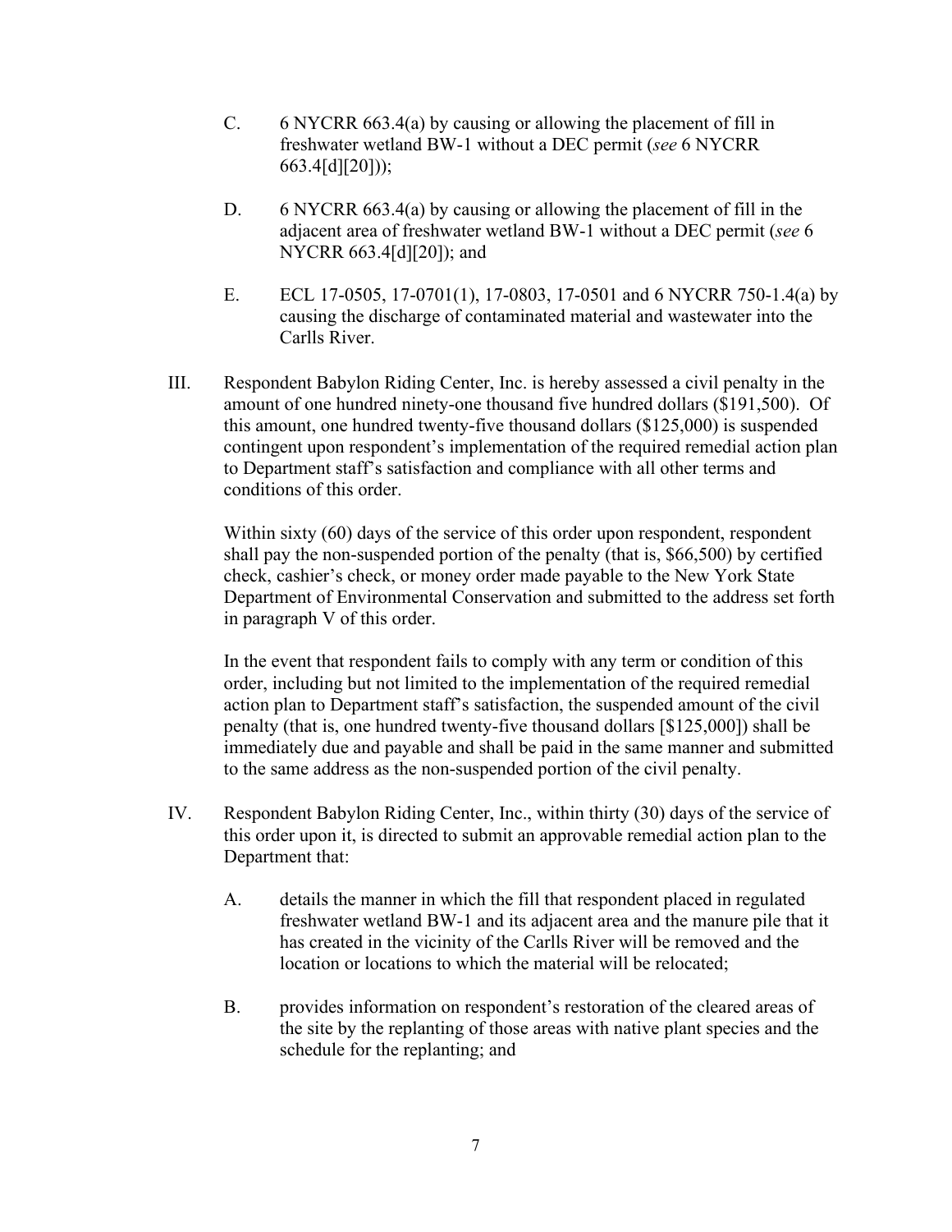C. 6 NYCRR 663.4(a) by causing or allowing the placement of fill in freshwater wetland BW-1 without a DEC permit (*see* 6 NYCRR 663.4[d][20]));

D. 6 NYCRR 663.4(a) by causing or allowing the placement of fill in the adjacent area of freshwater wetland BW-1 without a DEC permit (*see* 6 NYCRR 663.4[d][20]); and

E. ECL 17-0505, 17-0701(1), 17-0803, 17-0501 and 6 NYCRR 750-1.4(a) by causing the discharge of contaminated material and wastewater into the Carlls River.

III. Respondent Babylon Riding Center, Inc. is hereby assessed a civil penalty in the amount of one hundred ninety-one thousand five hundred dollars ($191,500). Of this amount, one hundred twenty-five thousand dollars ($125,000) is suspended contingent upon respondent's implementation of the required remedial action plan to Department staff's satisfaction and compliance with all other terms and conditions of this order.

Within sixty (60) days of the service of this order upon respondent, respondent shall pay the non-suspended portion of the penalty (that is, $66,500) by certified check, cashier's check, or money order made payable to the New York State Department of Environmental Conservation and submitted to the address set forth in paragraph V of this order.

In the event that respondent fails to comply with any term or condition of this order, including but not limited to the implementation of the required remedial action plan to Department staff's satisfaction, the suspended amount of the civil penalty (that is, one hundred twenty-five thousand dollars [$125,000]) shall be immediately due and payable and shall be paid in the same manner and submitted to the same address as the non-suspended portion of the civil penalty.

IV. Respondent Babylon Riding Center, Inc., within thirty (30) days of the service of this order upon it, is directed to submit an approvable remedial action plan to the Department that:

A. details the manner in which the fill that respondent placed in regulated freshwater wetland BW-1 and its adjacent area and the manure pile that it has created in the vicinity of the Carlls River will be removed and the location or locations to which the material will be relocated;

B. provides information on respondent's restoration of the cleared areas of the site by the replanting of those areas with native plant species and the schedule for the replanting; and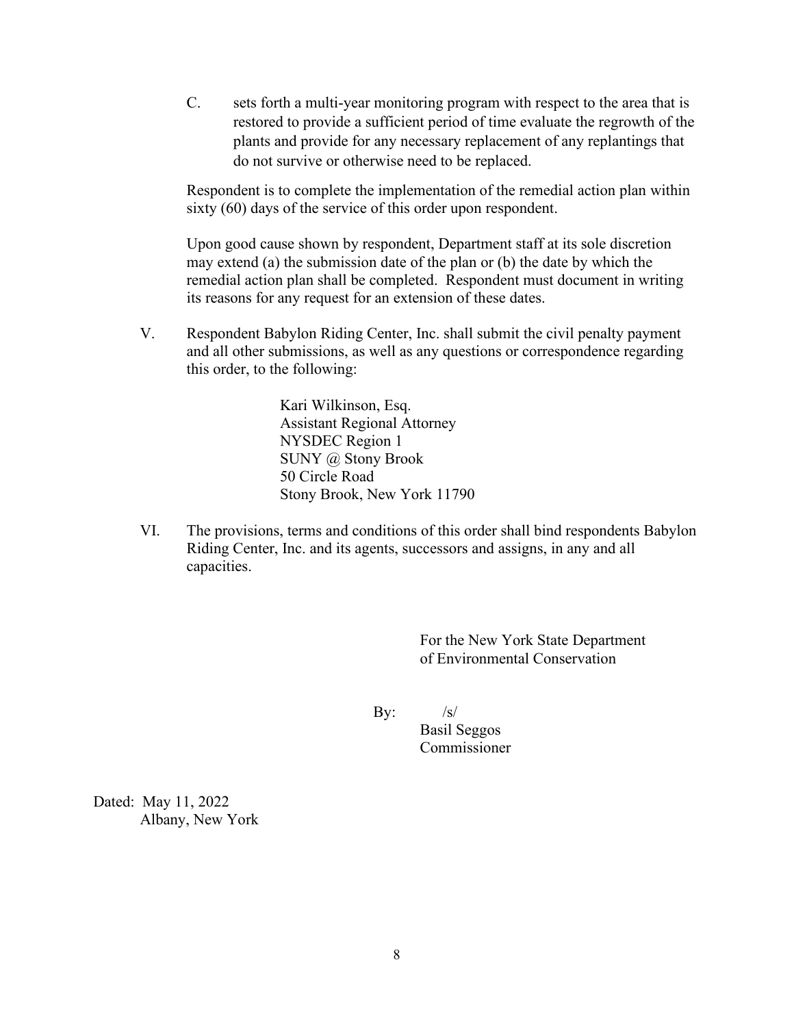C. sets forth a multi-year monitoring program with respect to the area that is restored to provide a sufficient period of time evaluate the regrowth of the plants and provide for any necessary replacement of any replantings that do not survive or otherwise need to be replaced.

Respondent is to complete the implementation of the remedial action plan within sixty (60) days of the service of this order upon respondent.

Upon good cause shown by respondent, Department staff at its sole discretion may extend (a) the submission date of the plan or (b) the date by which the remedial action plan shall be completed. Respondent must document in writing its reasons for any request for an extension of these dates.

V. Respondent Babylon Riding Center, Inc. shall submit the civil penalty payment and all other submissions, as well as any questions or correspondence regarding this order, to the following:

Kari Wilkinson, Esq.
Assistant Regional Attorney
NYSDEC Region 1
SUNY @ Stony Brook
50 Circle Road
Stony Brook, New York 11790

VI. The provisions, terms and conditions of this order shall bind respondents Babylon Riding Center, Inc. and its agents, successors and assigns, in any and all capacities.

For the New York State Department of Environmental Conservation

By: /s/
Basil Seggos
Commissioner

Dated: May 11, 2022
Albany, New York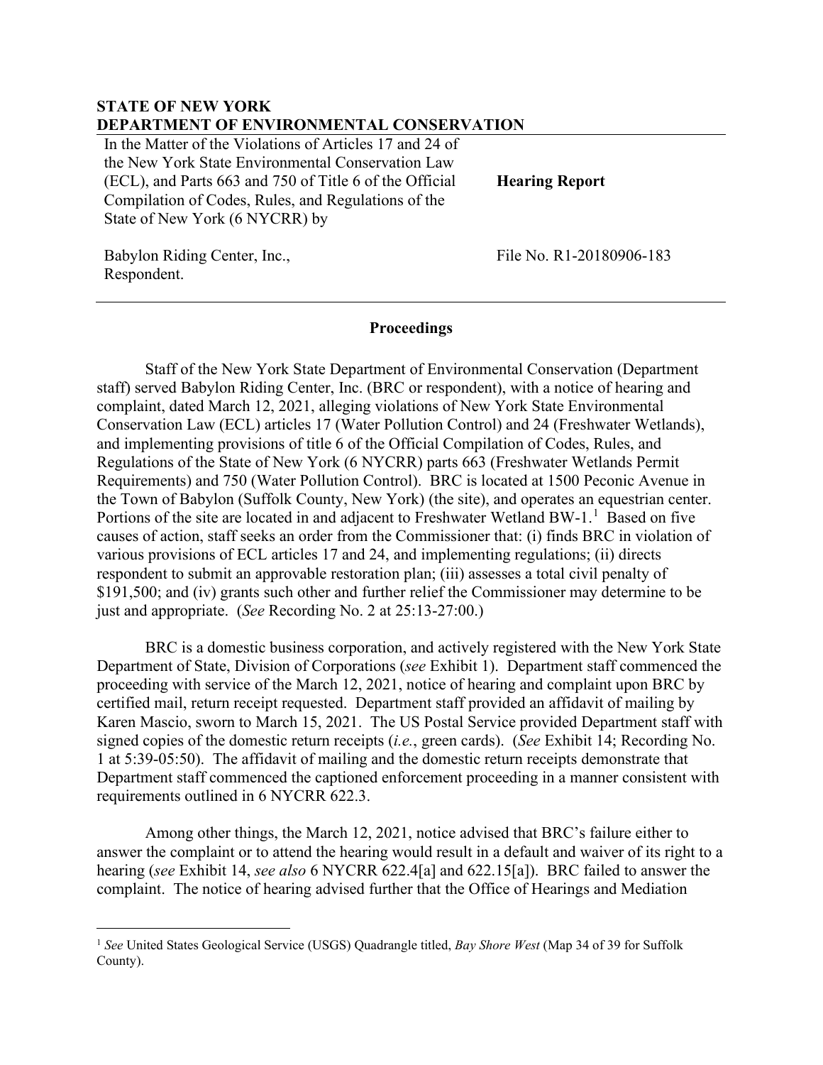**STATE OF NEW YORK**
**DEPARTMENT OF ENVIRONMENTAL CONSERVATION**

| | |
|---|---|
| In the Matter of the Violations of Articles 17 and 24 of the New York State Environmental Conservation Law (ECL), and Parts 663 and 750 of Title 6 of the Official Compilation of Codes, Rules, and Regulations of the State of New York (6 NYCRR) by | **Hearing Report** |
| Babylon Riding Center, Inc., Respondent. | File No. R1-20180906-183 |

## Proceedings

Staff of the New York State Department of Environmental Conservation (Department staff) served Babylon Riding Center, Inc. (BRC or respondent), with a notice of hearing and complaint, dated March 12, 2021, alleging violations of New York State Environmental Conservation Law (ECL) articles 17 (Water Pollution Control) and 24 (Freshwater Wetlands), and implementing provisions of title 6 of the Official Compilation of Codes, Rules, and Regulations of the State of New York (6 NYCRR) parts 663 (Freshwater Wetlands Permit Requirements) and 750 (Water Pollution Control). BRC is located at 1500 Peconic Avenue in the Town of Babylon (Suffolk County, New York) (the site), and operates an equestrian center. Portions of the site are located in and adjacent to Freshwater Wetland BW-1.[1] Based on five causes of action, staff seeks an order from the Commissioner that: (i) finds BRC in violation of various provisions of ECL articles 17 and 24, and implementing regulations; (ii) directs respondent to submit an approvable restoration plan; (iii) assesses a total civil penalty of $191,500; and (iv) grants such other and further relief the Commissioner may determine to be just and appropriate. (*See* Recording No. 2 at 25:13-27:00.)

BRC is a domestic business corporation, and actively registered with the New York State Department of State, Division of Corporations (*see* Exhibit 1). Department staff commenced the proceeding with service of the March 12, 2021, notice of hearing and complaint upon BRC by certified mail, return receipt requested. Department staff provided an affidavit of mailing by Karen Mascio, sworn to March 15, 2021. The US Postal Service provided Department staff with signed copies of the domestic return receipts (*i.e.*, green cards). (*See* Exhibit 14; Recording No. 1 at 5:39-05:50). The affidavit of mailing and the domestic return receipts demonstrate that Department staff commenced the captioned enforcement proceeding in a manner consistent with requirements outlined in 6 NYCRR 622.3.

Among other things, the March 12, 2021, notice advised that BRC's failure either to answer the complaint or to attend the hearing would result in a default and waiver of its right to a hearing (*see* Exhibit 14, *see also* 6 NYCRR 622.4[a] and 622.15[a]). BRC failed to answer the complaint. The notice of hearing advised further that the Office of Hearings and Mediation

---

[1] *See* United States Geological Service (USGS) Quadrangle titled, *Bay Shore West* (Map 34 of 39 for Suffolk County).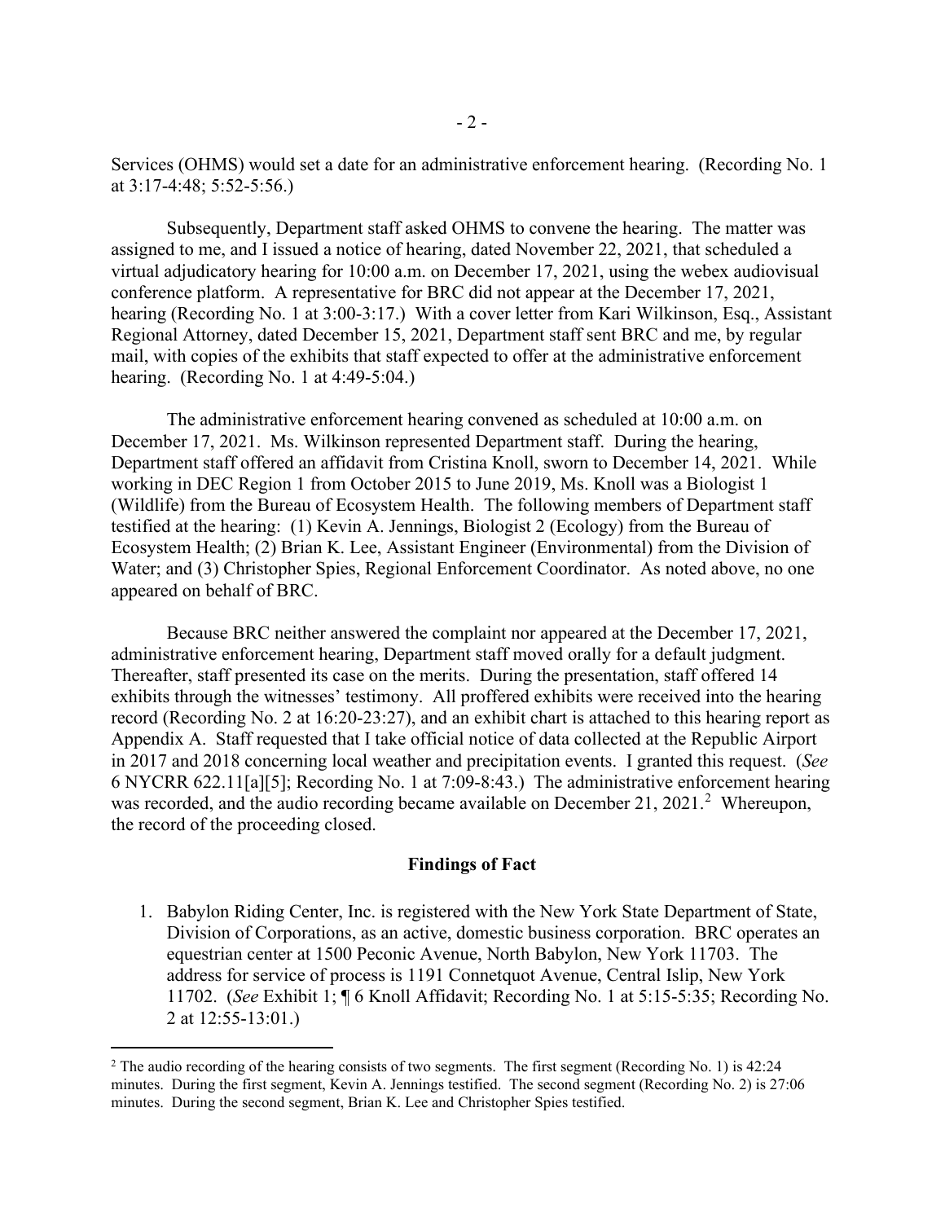Services (OHMS) would set a date for an administrative enforcement hearing. (Recording No. 1 at 3:17-4:48; 5:52-5:56.)

Subsequently, Department staff asked OHMS to convene the hearing. The matter was assigned to me, and I issued a notice of hearing, dated November 22, 2021, that scheduled a virtual adjudicatory hearing for 10:00 a.m. on December 17, 2021, using the webex audiovisual conference platform. A representative for BRC did not appear at the December 17, 2021, hearing (Recording No. 1 at 3:00-3:17.) With a cover letter from Kari Wilkinson, Esq., Assistant Regional Attorney, dated December 15, 2021, Department staff sent BRC and me, by regular mail, with copies of the exhibits that staff expected to offer at the administrative enforcement hearing. (Recording No. 1 at 4:49-5:04.)

The administrative enforcement hearing convened as scheduled at 10:00 a.m. on December 17, 2021. Ms. Wilkinson represented Department staff. During the hearing, Department staff offered an affidavit from Cristina Knoll, sworn to December 14, 2021. While working in DEC Region 1 from October 2015 to June 2019, Ms. Knoll was a Biologist 1 (Wildlife) from the Bureau of Ecosystem Health. The following members of Department staff testified at the hearing: (1) Kevin A. Jennings, Biologist 2 (Ecology) from the Bureau of Ecosystem Health; (2) Brian K. Lee, Assistant Engineer (Environmental) from the Division of Water; and (3) Christopher Spies, Regional Enforcement Coordinator. As noted above, no one appeared on behalf of BRC.

Because BRC neither answered the complaint nor appeared at the December 17, 2021, administrative enforcement hearing, Department staff moved orally for a default judgment. Thereafter, staff presented its case on the merits. During the presentation, staff offered 14 exhibits through the witnesses' testimony. All proffered exhibits were received into the hearing record (Recording No. 2 at 16:20-23:27), and an exhibit chart is attached to this hearing report as Appendix A. Staff requested that I take official notice of data collected at the Republic Airport in 2017 and 2018 concerning local weather and precipitation events. I granted this request. (*See* 6 NYCRR 622.11[a][5]; Recording No. 1 at 7:09-8:43.) The administrative enforcement hearing was recorded, and the audio recording became available on December 21, 2021.[2] Whereupon, the record of the proceeding closed.

## Findings of Fact

1. Babylon Riding Center, Inc. is registered with the New York State Department of State, Division of Corporations, as an active, domestic business corporation. BRC operates an equestrian center at 1500 Peconic Avenue, North Babylon, New York 11703. The address for service of process is 1191 Connetquot Avenue, Central Islip, New York 11702. (*See* Exhibit 1; ¶ 6 Knoll Affidavit; Recording No. 1 at 5:15-5:35; Recording No. 2 at 12:55-13:01.)

---

[2] The audio recording of the hearing consists of two segments. The first segment (Recording No. 1) is 42:24 minutes. During the first segment, Kevin A. Jennings testified. The second segment (Recording No. 2) is 27:06 minutes. During the second segment, Brian K. Lee and Christopher Spies testified.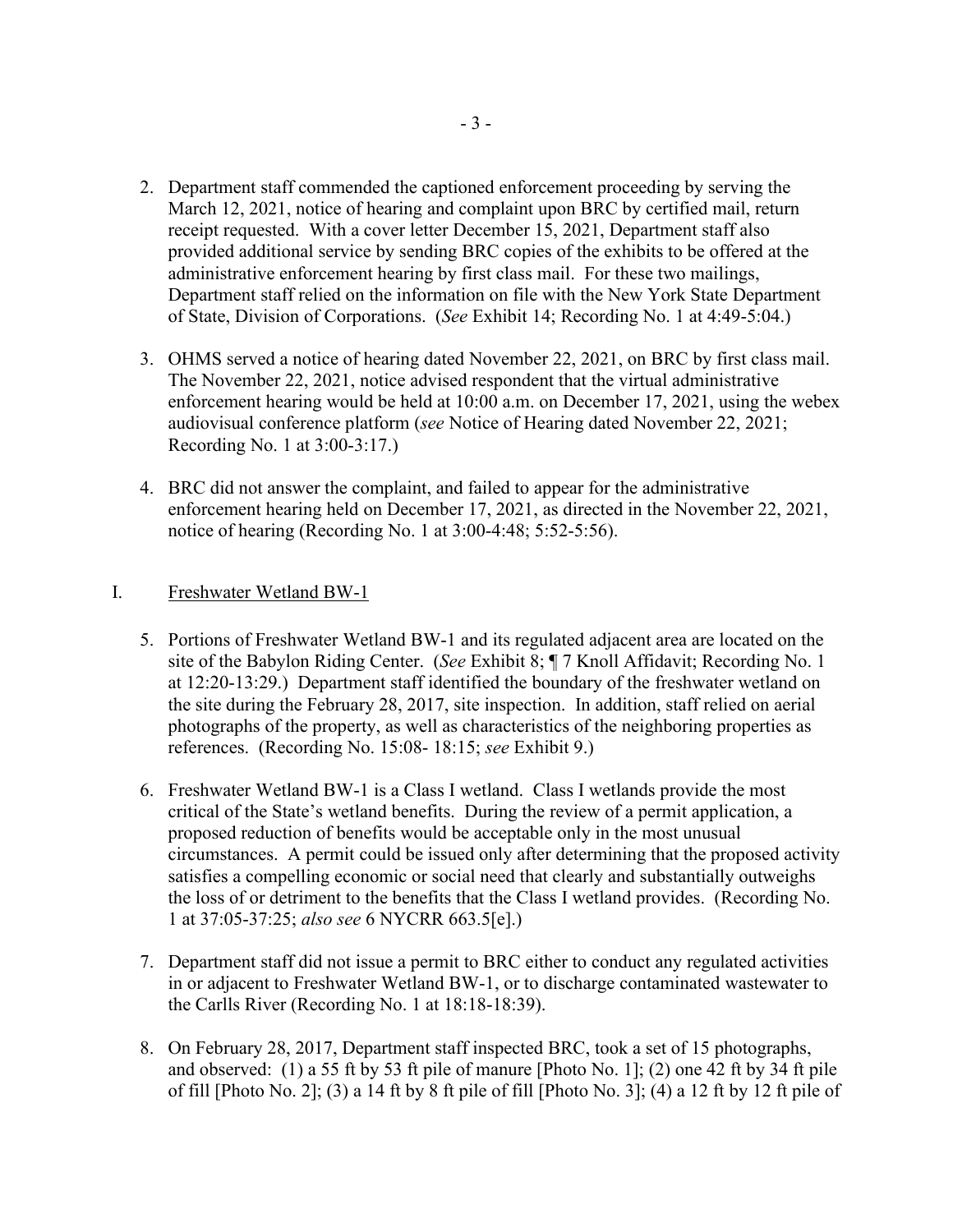2. Department staff commended the captioned enforcement proceeding by serving the March 12, 2021, notice of hearing and complaint upon BRC by certified mail, return receipt requested. With a cover letter December 15, 2021, Department staff also provided additional service by sending BRC copies of the exhibits to be offered at the administrative enforcement hearing by first class mail. For these two mailings, Department staff relied on the information on file with the New York State Department of State, Division of Corporations. (*See* Exhibit 14; Recording No. 1 at 4:49-5:04.)

3. OHMS served a notice of hearing dated November 22, 2021, on BRC by first class mail. The November 22, 2021, notice advised respondent that the virtual administrative enforcement hearing would be held at 10:00 a.m. on December 17, 2021, using the webex audiovisual conference platform (*see* Notice of Hearing dated November 22, 2021; Recording No. 1 at 3:00-3:17.)

4. BRC did not answer the complaint, and failed to appear for the administrative enforcement hearing held on December 17, 2021, as directed in the November 22, 2021, notice of hearing (Recording No. 1 at 3:00-4:48; 5:52-5:56).

## I. Freshwater Wetland BW-1

5. Portions of Freshwater Wetland BW-1 and its regulated adjacent area are located on the site of the Babylon Riding Center. (*See* Exhibit 8; ¶ 7 Knoll Affidavit; Recording No. 1 at 12:20-13:29.) Department staff identified the boundary of the freshwater wetland on the site during the February 28, 2017, site inspection. In addition, staff relied on aerial photographs of the property, as well as characteristics of the neighboring properties as references. (Recording No. 15:08- 18:15; *see* Exhibit 9.)

6. Freshwater Wetland BW-1 is a Class I wetland. Class I wetlands provide the most critical of the State's wetland benefits. During the review of a permit application, a proposed reduction of benefits would be acceptable only in the most unusual circumstances. A permit could be issued only after determining that the proposed activity satisfies a compelling economic or social need that clearly and substantially outweighs the loss of or detriment to the benefits that the Class I wetland provides. (Recording No. 1 at 37:05-37:25; *also see* 6 NYCRR 663.5[e].)

7. Department staff did not issue a permit to BRC either to conduct any regulated activities in or adjacent to Freshwater Wetland BW-1, or to discharge contaminated wastewater to the Carlls River (Recording No. 1 at 18:18-18:39).

8. On February 28, 2017, Department staff inspected BRC, took a set of 15 photographs, and observed: (1) a 55 ft by 53 ft pile of manure [Photo No. 1]; (2) one 42 ft by 34 ft pile of fill [Photo No. 2]; (3) a 14 ft by 8 ft pile of fill [Photo No. 3]; (4) a 12 ft by 12 ft pile of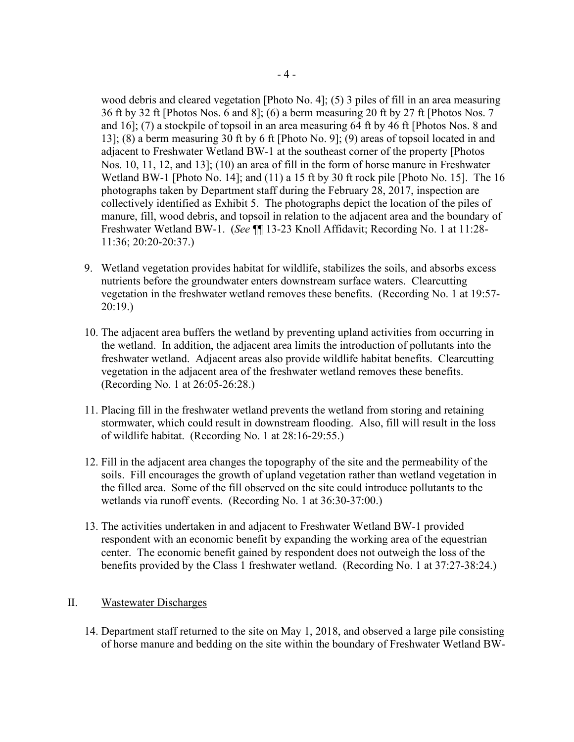wood debris and cleared vegetation [Photo No. 4]; (5) 3 piles of fill in an area measuring 36 ft by 32 ft [Photos Nos. 6 and 8]; (6) a berm measuring 20 ft by 27 ft [Photos Nos. 7 and 16]; (7) a stockpile of topsoil in an area measuring 64 ft by 46 ft [Photos Nos. 8 and 13]; (8) a berm measuring 30 ft by 6 ft [Photo No. 9]; (9) areas of topsoil located in and adjacent to Freshwater Wetland BW-1 at the southeast corner of the property [Photos Nos. 10, 11, 12, and 13]; (10) an area of fill in the form of horse manure in Freshwater Wetland BW-1 [Photo No. 14]; and (11) a 15 ft by 30 ft rock pile [Photo No. 15]. The 16 photographs taken by Department staff during the February 28, 2017, inspection are collectively identified as Exhibit 5. The photographs depict the location of the piles of manure, fill, wood debris, and topsoil in relation to the adjacent area and the boundary of Freshwater Wetland BW-1. (*See* ¶¶ 13-23 Knoll Affidavit; Recording No. 1 at 11:28-11:36; 20:20-20:37.)

9. Wetland vegetation provides habitat for wildlife, stabilizes the soils, and absorbs excess nutrients before the groundwater enters downstream surface waters. Clearcutting vegetation in the freshwater wetland removes these benefits. (Recording No. 1 at 19:57-20:19.)

10. The adjacent area buffers the wetland by preventing upland activities from occurring in the wetland. In addition, the adjacent area limits the introduction of pollutants into the freshwater wetland. Adjacent areas also provide wildlife habitat benefits. Clearcutting vegetation in the adjacent area of the freshwater wetland removes these benefits. (Recording No. 1 at 26:05-26:28.)

11. Placing fill in the freshwater wetland prevents the wetland from storing and retaining stormwater, which could result in downstream flooding. Also, fill will result in the loss of wildlife habitat. (Recording No. 1 at 28:16-29:55.)

12. Fill in the adjacent area changes the topography of the site and the permeability of the soils. Fill encourages the growth of upland vegetation rather than wetland vegetation in the filled area. Some of the fill observed on the site could introduce pollutants to the wetlands via runoff events. (Recording No. 1 at 36:30-37:00.)

13. The activities undertaken in and adjacent to Freshwater Wetland BW-1 provided respondent with an economic benefit by expanding the working area of the equestrian center. The economic benefit gained by respondent does not outweigh the loss of the benefits provided by the Class 1 freshwater wetland. (Recording No. 1 at 37:27-38:24.)

## II. Wastewater Discharges

14. Department staff returned to the site on May 1, 2018, and observed a large pile consisting of horse manure and bedding on the site within the boundary of Freshwater Wetland BW-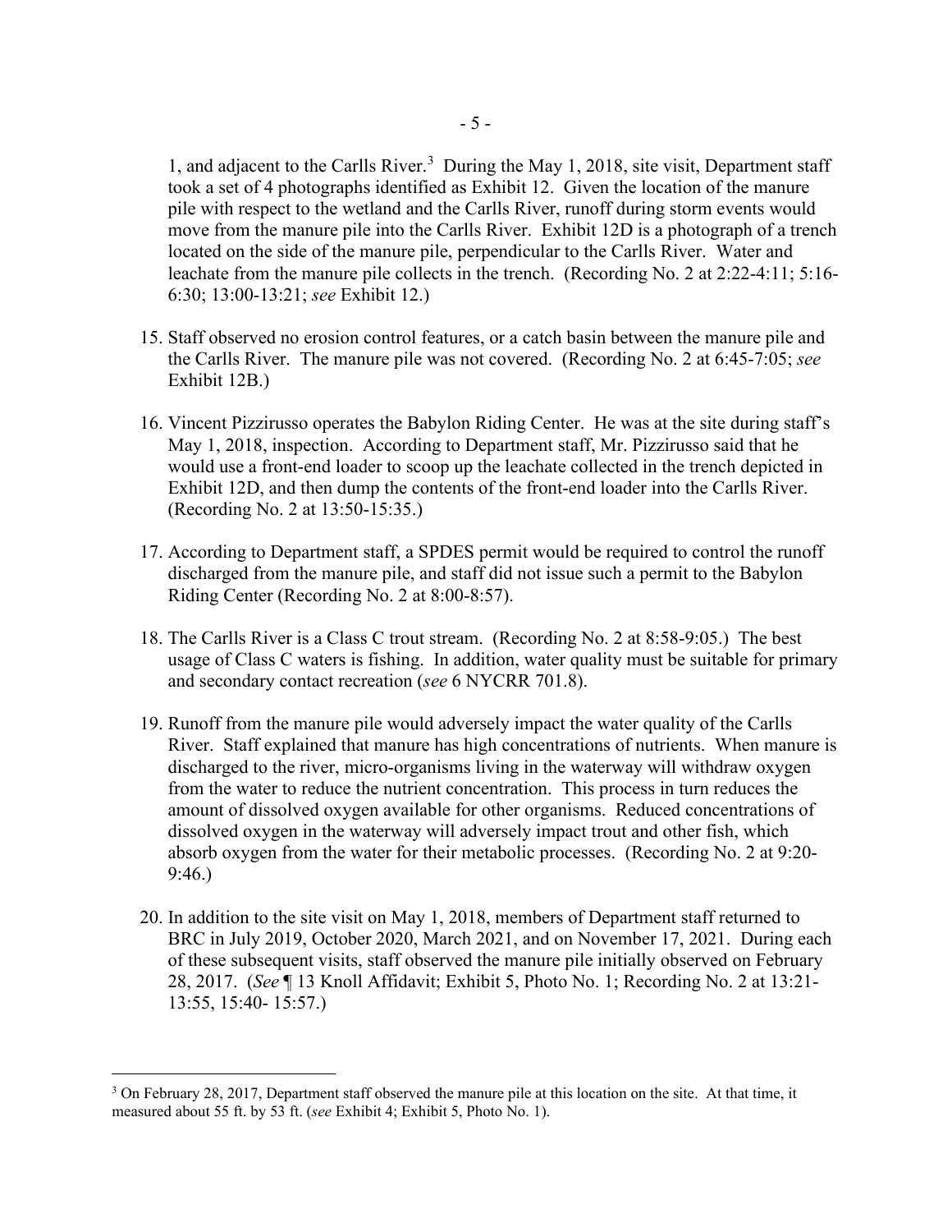1, and adjacent to the Carlls River.[3] During the May 1, 2018, site visit, Department staff took a set of 4 photographs identified as Exhibit 12. Given the location of the manure pile with respect to the wetland and the Carlls River, runoff during storm events would move from the manure pile into the Carlls River. Exhibit 12D is a photograph of a trench located on the side of the manure pile, perpendicular to the Carlls River. Water and leachate from the manure pile collects in the trench. (Recording No. 2 at 2:22-4:11; 5:16-6:30; 13:00-13:21; *see* Exhibit 12.)

15. Staff observed no erosion control features, or a catch basin between the manure pile and the Carlls River. The manure pile was not covered. (Recording No. 2 at 6:45-7:05; *see* Exhibit 12B.)

16. Vincent Pizzirusso operates the Babylon Riding Center. He was at the site during staff's May 1, 2018, inspection. According to Department staff, Mr. Pizzirusso said that he would use a front-end loader to scoop up the leachate collected in the trench depicted in Exhibit 12D, and then dump the contents of the front-end loader into the Carlls River. (Recording No. 2 at 13:50-15:35.)

17. According to Department staff, a SPDES permit would be required to control the runoff discharged from the manure pile, and staff did not issue such a permit to the Babylon Riding Center (Recording No. 2 at 8:00-8:57).

18. The Carlls River is a Class C trout stream. (Recording No. 2 at 8:58-9:05.) The best usage of Class C waters is fishing. In addition, water quality must be suitable for primary and secondary contact recreation (*see* 6 NYCRR 701.8).

19. Runoff from the manure pile would adversely impact the water quality of the Carlls River. Staff explained that manure has high concentrations of nutrients. When manure is discharged to the river, micro-organisms living in the waterway will withdraw oxygen from the water to reduce the nutrient concentration. This process in turn reduces the amount of dissolved oxygen available for other organisms. Reduced concentrations of dissolved oxygen in the waterway will adversely impact trout and other fish, which absorb oxygen from the water for their metabolic processes. (Recording No. 2 at 9:20-9:46.)

20. In addition to the site visit on May 1, 2018, members of Department staff returned to BRC in July 2019, October 2020, March 2021, and on November 17, 2021. During each of these subsequent visits, staff observed the manure pile initially observed on February 28, 2017. (*See* ¶ 13 Knoll Affidavit; Exhibit 5, Photo No. 1; Recording No. 2 at 13:21-13:55, 15:40- 15:57.)

[3] On February 28, 2017, Department staff observed the manure pile at this location on the site. At that time, it measured about 55 ft. by 53 ft. (*see* Exhibit 4; Exhibit 5, Photo No. 1).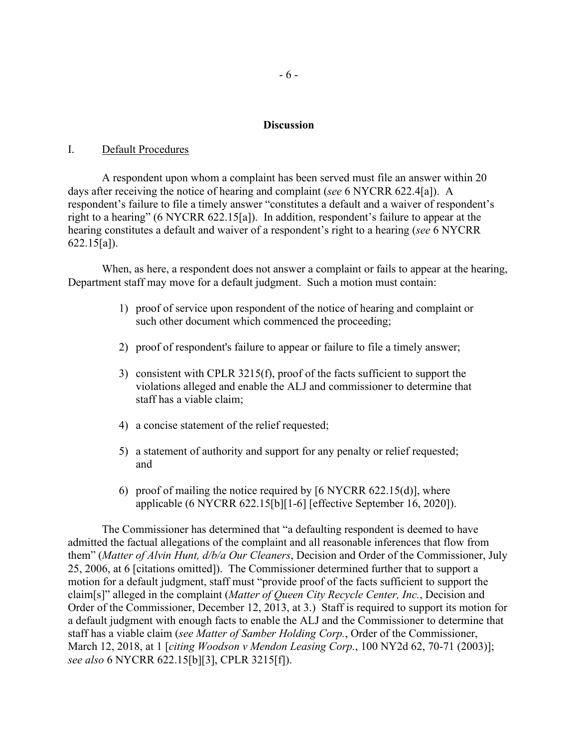## Discussion

I. Default Procedures

A respondent upon whom a complaint has been served must file an answer within 20 days after receiving the notice of hearing and complaint (*see* 6 NYCRR 622.4[a]). A respondent's failure to file a timely answer "constitutes a default and a waiver of respondent's right to a hearing" (6 NYCRR 622.15[a]). In addition, respondent's failure to appear at the hearing constitutes a default and waiver of a respondent's right to a hearing (*see* 6 NYCRR 622.15[a]).

When, as here, a respondent does not answer a complaint or fails to appear at the hearing, Department staff may move for a default judgment. Such a motion must contain:

1) proof of service upon respondent of the notice of hearing and complaint or such other document which commenced the proceeding;

2) proof of respondent's failure to appear or failure to file a timely answer;

3) consistent with CPLR 3215(f), proof of the facts sufficient to support the violations alleged and enable the ALJ and commissioner to determine that staff has a viable claim;

4) a concise statement of the relief requested;

5) a statement of authority and support for any penalty or relief requested; and

6) proof of mailing the notice required by [6 NYCRR 622.15(d)], where applicable (6 NYCRR 622.15[b][1-6] [effective September 16, 2020]).

The Commissioner has determined that "a defaulting respondent is deemed to have admitted the factual allegations of the complaint and all reasonable inferences that flow from them" (*Matter of Alvin Hunt, d/b/a Our Cleaners*, Decision and Order of the Commissioner, July 25, 2006, at 6 [citations omitted]). The Commissioner determined further that to support a motion for a default judgment, staff must "provide proof of the facts sufficient to support the claim[s]" alleged in the complaint (*Matter of Queen City Recycle Center, Inc.*, Decision and Order of the Commissioner, December 12, 2013, at 3.) Staff is required to support its motion for a default judgment with enough facts to enable the ALJ and the Commissioner to determine that staff has a viable claim (*see Matter of Samber Holding Corp.*, Order of the Commissioner, March 12, 2018, at 1 [*citing Woodson v Mendon Leasing Corp.*, 100 NY2d 62, 70-71 (2003)]; *see also* 6 NYCRR 622.15[b][3], CPLR 3215[f]).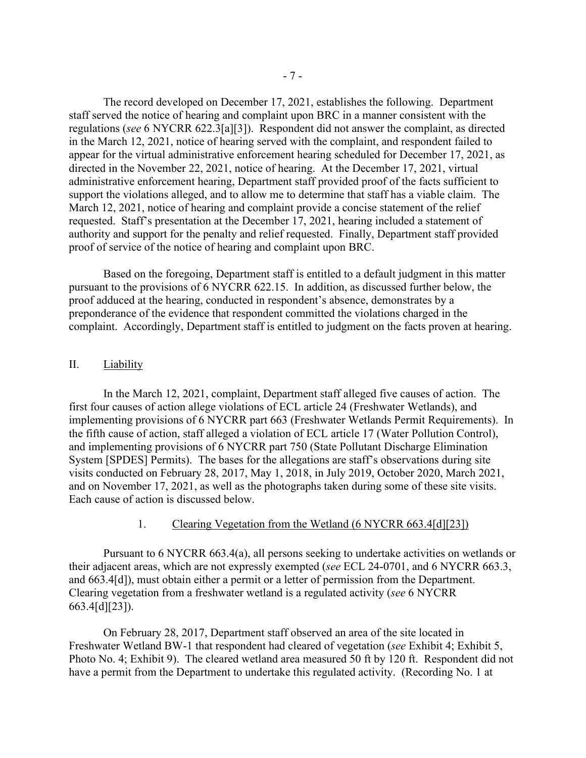The record developed on December 17, 2021, establishes the following. Department staff served the notice of hearing and complaint upon BRC in a manner consistent with the regulations (*see* 6 NYCRR 622.3[a][3]). Respondent did not answer the complaint, as directed in the March 12, 2021, notice of hearing served with the complaint, and respondent failed to appear for the virtual administrative enforcement hearing scheduled for December 17, 2021, as directed in the November 22, 2021, notice of hearing. At the December 17, 2021, virtual administrative enforcement hearing, Department staff provided proof of the facts sufficient to support the violations alleged, and to allow me to determine that staff has a viable claim. The March 12, 2021, notice of hearing and complaint provide a concise statement of the relief requested. Staff's presentation at the December 17, 2021, hearing included a statement of authority and support for the penalty and relief requested. Finally, Department staff provided proof of service of the notice of hearing and complaint upon BRC.

Based on the foregoing, Department staff is entitled to a default judgment in this matter pursuant to the provisions of 6 NYCRR 622.15. In addition, as discussed further below, the proof adduced at the hearing, conducted in respondent's absence, demonstrates by a preponderance of the evidence that respondent committed the violations charged in the complaint. Accordingly, Department staff is entitled to judgment on the facts proven at hearing.

## II. Liability

In the March 12, 2021, complaint, Department staff alleged five causes of action. The first four causes of action allege violations of ECL article 24 (Freshwater Wetlands), and implementing provisions of 6 NYCRR part 663 (Freshwater Wetlands Permit Requirements). In the fifth cause of action, staff alleged a violation of ECL article 17 (Water Pollution Control), and implementing provisions of 6 NYCRR part 750 (State Pollutant Discharge Elimination System [SPDES] Permits). The bases for the allegations are staff's observations during site visits conducted on February 28, 2017, May 1, 2018, in July 2019, October 2020, March 2021, and on November 17, 2021, as well as the photographs taken during some of these site visits. Each cause of action is discussed below.

### 1. Clearing Vegetation from the Wetland (6 NYCRR 663.4[d][23])

Pursuant to 6 NYCRR 663.4(a), all persons seeking to undertake activities on wetlands or their adjacent areas, which are not expressly exempted (*see* ECL 24-0701, and 6 NYCRR 663.3, and 663.4[d]), must obtain either a permit or a letter of permission from the Department. Clearing vegetation from a freshwater wetland is a regulated activity (*see* 6 NYCRR 663.4[d][23]).

On February 28, 2017, Department staff observed an area of the site located in Freshwater Wetland BW-1 that respondent had cleared of vegetation (*see* Exhibit 4; Exhibit 5, Photo No. 4; Exhibit 9). The cleared wetland area measured 50 ft by 120 ft. Respondent did not have a permit from the Department to undertake this regulated activity. (Recording No. 1 at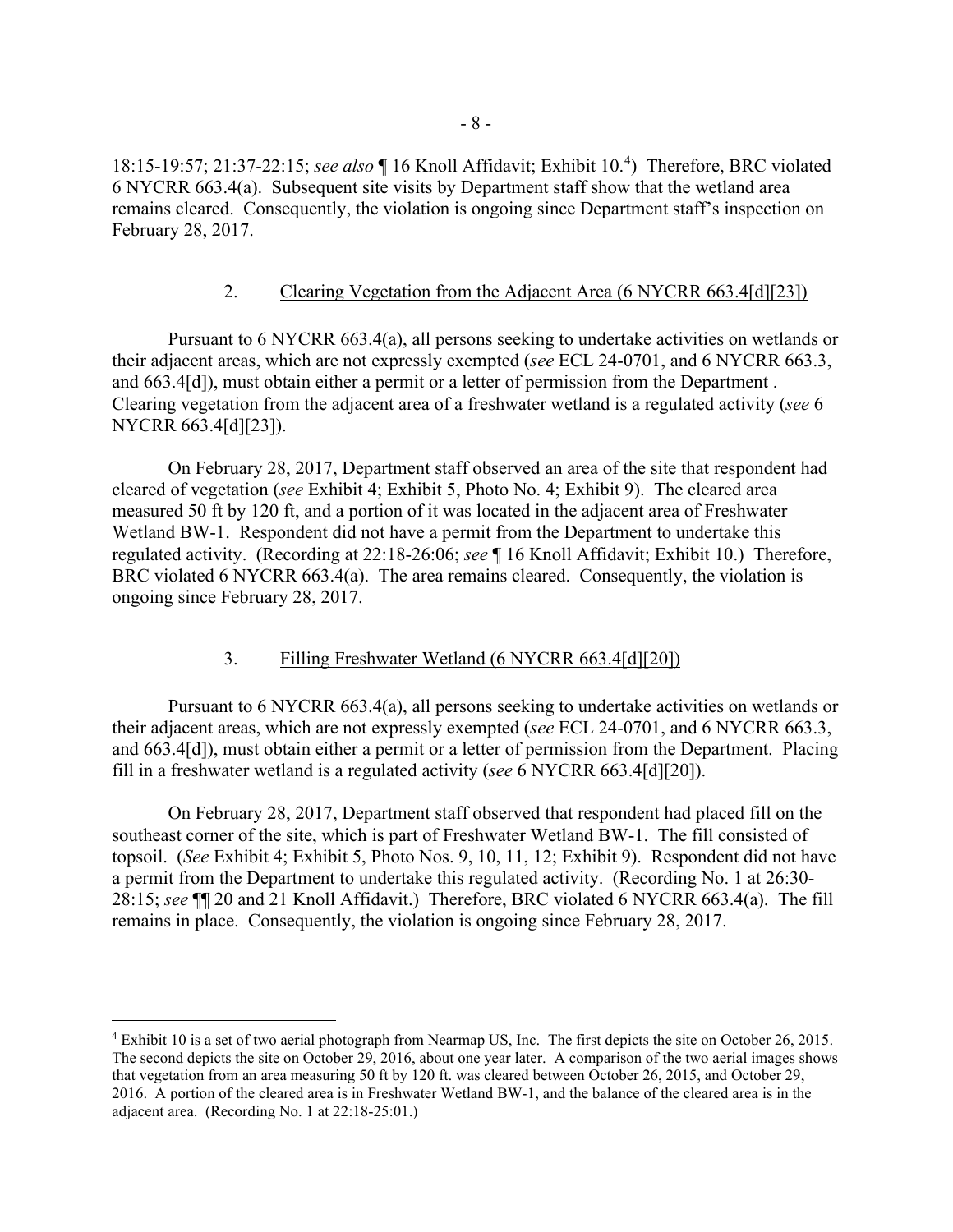18:15-19:57; 21:37-22:15; *see also* ¶ 16 Knoll Affidavit; Exhibit 10.[4]) Therefore, BRC violated 6 NYCRR 663.4(a). Subsequent site visits by Department staff show that the wetland area remains cleared. Consequently, the violation is ongoing since Department staff's inspection on February 28, 2017.

### 2. Clearing Vegetation from the Adjacent Area (6 NYCRR 663.4[d][23])

Pursuant to 6 NYCRR 663.4(a), all persons seeking to undertake activities on wetlands or their adjacent areas, which are not expressly exempted (*see* ECL 24-0701, and 6 NYCRR 663.3, and 663.4[d]), must obtain either a permit or a letter of permission from the Department . Clearing vegetation from the adjacent area of a freshwater wetland is a regulated activity (*see* 6 NYCRR 663.4[d][23]).

On February 28, 2017, Department staff observed an area of the site that respondent had cleared of vegetation (*see* Exhibit 4; Exhibit 5, Photo No. 4; Exhibit 9). The cleared area measured 50 ft by 120 ft, and a portion of it was located in the adjacent area of Freshwater Wetland BW-1. Respondent did not have a permit from the Department to undertake this regulated activity. (Recording at 22:18-26:06; *see* ¶ 16 Knoll Affidavit; Exhibit 10.) Therefore, BRC violated 6 NYCRR 663.4(a). The area remains cleared. Consequently, the violation is ongoing since February 28, 2017.

### 3. Filling Freshwater Wetland (6 NYCRR 663.4[d][20])

Pursuant to 6 NYCRR 663.4(a), all persons seeking to undertake activities on wetlands or their adjacent areas, which are not expressly exempted (*see* ECL 24-0701, and 6 NYCRR 663.3, and 663.4[d]), must obtain either a permit or a letter of permission from the Department. Placing fill in a freshwater wetland is a regulated activity (*see* 6 NYCRR 663.4[d][20]).

On February 28, 2017, Department staff observed that respondent had placed fill on the southeast corner of the site, which is part of Freshwater Wetland BW-1. The fill consisted of topsoil. (*See* Exhibit 4; Exhibit 5, Photo Nos. 9, 10, 11, 12; Exhibit 9). Respondent did not have a permit from the Department to undertake this regulated activity. (Recording No. 1 at 26:30-28:15; *see* ¶¶ 20 and 21 Knoll Affidavit.) Therefore, BRC violated 6 NYCRR 663.4(a). The fill remains in place. Consequently, the violation is ongoing since February 28, 2017.

---

[4] Exhibit 10 is a set of two aerial photograph from Nearmap US, Inc. The first depicts the site on October 26, 2015. The second depicts the site on October 29, 2016, about one year later. A comparison of the two aerial images shows that vegetation from an area measuring 50 ft by 120 ft. was cleared between October 26, 2015, and October 29, 2016. A portion of the cleared area is in Freshwater Wetland BW-1, and the balance of the cleared area is in the adjacent area. (Recording No. 1 at 22:18-25:01.)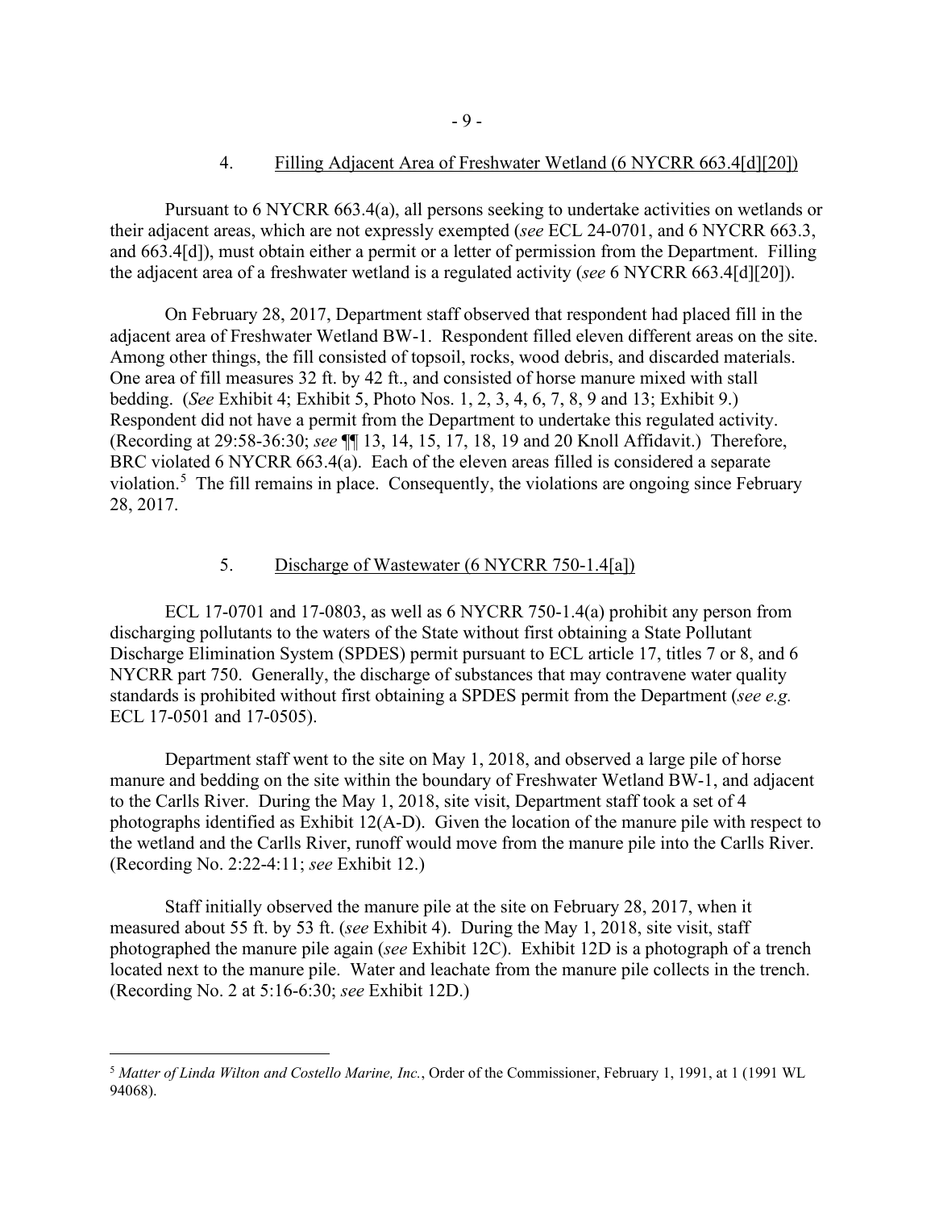### 4. Filling Adjacent Area of Freshwater Wetland (6 NYCRR 663.4[d][20])

Pursuant to 6 NYCRR 663.4(a), all persons seeking to undertake activities on wetlands or their adjacent areas, which are not expressly exempted (*see* ECL 24-0701, and 6 NYCRR 663.3, and 663.4[d]), must obtain either a permit or a letter of permission from the Department. Filling the adjacent area of a freshwater wetland is a regulated activity (*see* 6 NYCRR 663.4[d][20]).

On February 28, 2017, Department staff observed that respondent had placed fill in the adjacent area of Freshwater Wetland BW-1. Respondent filled eleven different areas on the site. Among other things, the fill consisted of topsoil, rocks, wood debris, and discarded materials. One area of fill measures 32 ft. by 42 ft., and consisted of horse manure mixed with stall bedding. (*See* Exhibit 4; Exhibit 5, Photo Nos. 1, 2, 3, 4, 6, 7, 8, 9 and 13; Exhibit 9.) Respondent did not have a permit from the Department to undertake this regulated activity. (Recording at 29:58-36:30; *see* ¶¶ 13, 14, 15, 17, 18, 19 and 20 Knoll Affidavit.) Therefore, BRC violated 6 NYCRR 663.4(a). Each of the eleven areas filled is considered a separate violation.[5] The fill remains in place. Consequently, the violations are ongoing since February 28, 2017.

### 5. Discharge of Wastewater (6 NYCRR 750-1.4[a])

ECL 17-0701 and 17-0803, as well as 6 NYCRR 750-1.4(a) prohibit any person from discharging pollutants to the waters of the State without first obtaining a State Pollutant Discharge Elimination System (SPDES) permit pursuant to ECL article 17, titles 7 or 8, and 6 NYCRR part 750. Generally, the discharge of substances that may contravene water quality standards is prohibited without first obtaining a SPDES permit from the Department (*see e.g.* ECL 17-0501 and 17-0505).

Department staff went to the site on May 1, 2018, and observed a large pile of horse manure and bedding on the site within the boundary of Freshwater Wetland BW-1, and adjacent to the Carlls River. During the May 1, 2018, site visit, Department staff took a set of 4 photographs identified as Exhibit 12(A-D). Given the location of the manure pile with respect to the wetland and the Carlls River, runoff would move from the manure pile into the Carlls River. (Recording No. 2:22-4:11; *see* Exhibit 12.)

Staff initially observed the manure pile at the site on February 28, 2017, when it measured about 55 ft. by 53 ft. (*see* Exhibit 4). During the May 1, 2018, site visit, staff photographed the manure pile again (*see* Exhibit 12C). Exhibit 12D is a photograph of a trench located next to the manure pile. Water and leachate from the manure pile collects in the trench. (Recording No. 2 at 5:16-6:30; *see* Exhibit 12D.)

---

[5] *Matter of Linda Wilton and Costello Marine, Inc.*, Order of the Commissioner, February 1, 1991, at 1 (1991 WL 94068).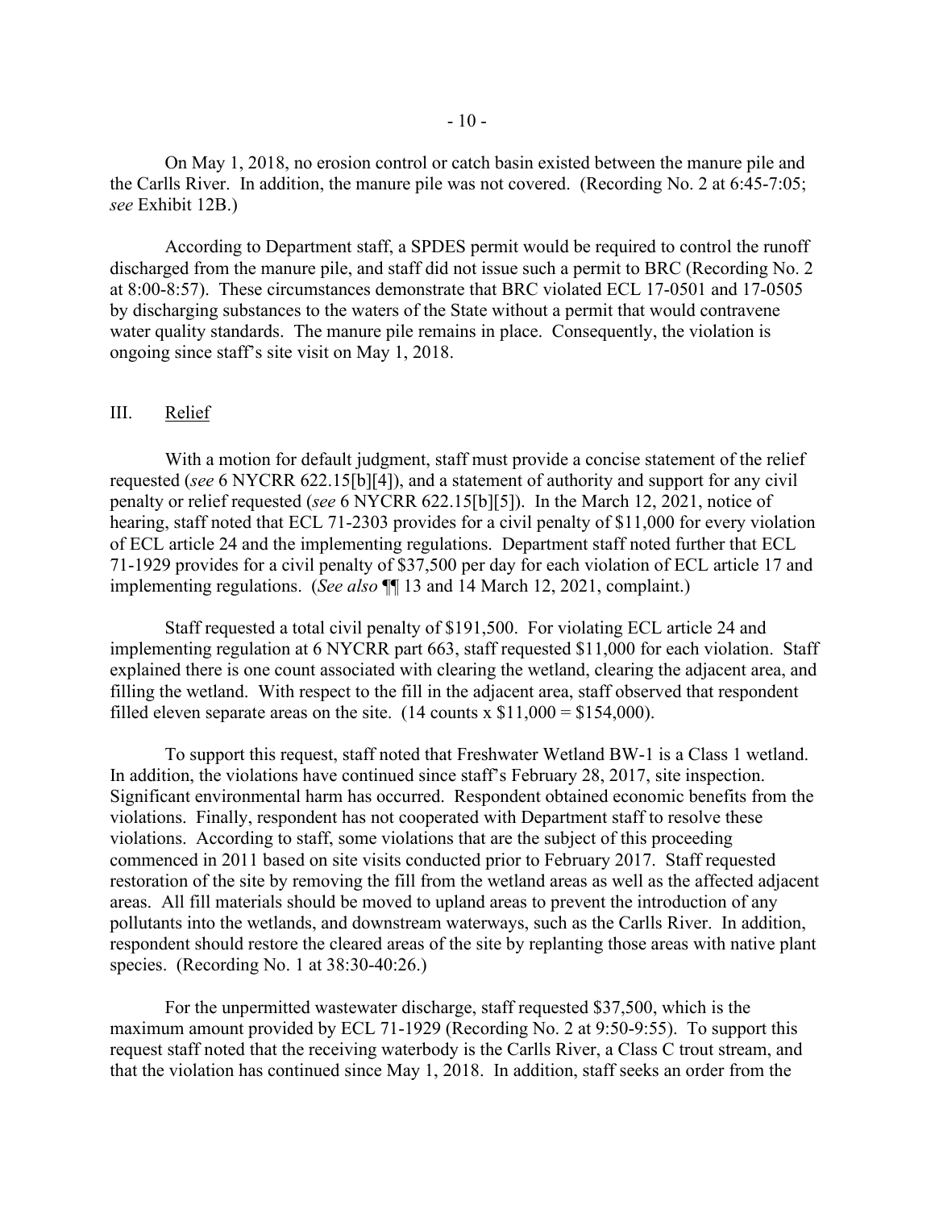On May 1, 2018, no erosion control or catch basin existed between the manure pile and the Carlls River. In addition, the manure pile was not covered. (Recording No. 2 at 6:45-7:05; *see* Exhibit 12B.)

According to Department staff, a SPDES permit would be required to control the runoff discharged from the manure pile, and staff did not issue such a permit to BRC (Recording No. 2 at 8:00-8:57). These circumstances demonstrate that BRC violated ECL 17-0501 and 17-0505 by discharging substances to the waters of the State without a permit that would contravene water quality standards. The manure pile remains in place. Consequently, the violation is ongoing since staff's site visit on May 1, 2018.

## III. Relief

With a motion for default judgment, staff must provide a concise statement of the relief requested (*see* 6 NYCRR 622.15[b][4]), and a statement of authority and support for any civil penalty or relief requested (*see* 6 NYCRR 622.15[b][5]). In the March 12, 2021, notice of hearing, staff noted that ECL 71-2303 provides for a civil penalty of $11,000 for every violation of ECL article 24 and the implementing regulations. Department staff noted further that ECL 71-1929 provides for a civil penalty of $37,500 per day for each violation of ECL article 17 and implementing regulations. (*See also* ¶¶ 13 and 14 March 12, 2021, complaint.)

Staff requested a total civil penalty of $191,500. For violating ECL article 24 and implementing regulation at 6 NYCRR part 663, staff requested $11,000 for each violation. Staff explained there is one count associated with clearing the wetland, clearing the adjacent area, and filling the wetland. With respect to the fill in the adjacent area, staff observed that respondent filled eleven separate areas on the site. (14 counts x $11,000 = $154,000).

To support this request, staff noted that Freshwater Wetland BW-1 is a Class 1 wetland. In addition, the violations have continued since staff's February 28, 2017, site inspection. Significant environmental harm has occurred. Respondent obtained economic benefits from the violations. Finally, respondent has not cooperated with Department staff to resolve these violations. According to staff, some violations that are the subject of this proceeding commenced in 2011 based on site visits conducted prior to February 2017. Staff requested restoration of the site by removing the fill from the wetland areas as well as the affected adjacent areas. All fill materials should be moved to upland areas to prevent the introduction of any pollutants into the wetlands, and downstream waterways, such as the Carlls River. In addition, respondent should restore the cleared areas of the site by replanting those areas with native plant species. (Recording No. 1 at 38:30-40:26.)

For the unpermitted wastewater discharge, staff requested $37,500, which is the maximum amount provided by ECL 71-1929 (Recording No. 2 at 9:50-9:55). To support this request staff noted that the receiving waterbody is the Carlls River, a Class C trout stream, and that the violation has continued since May 1, 2018. In addition, staff seeks an order from the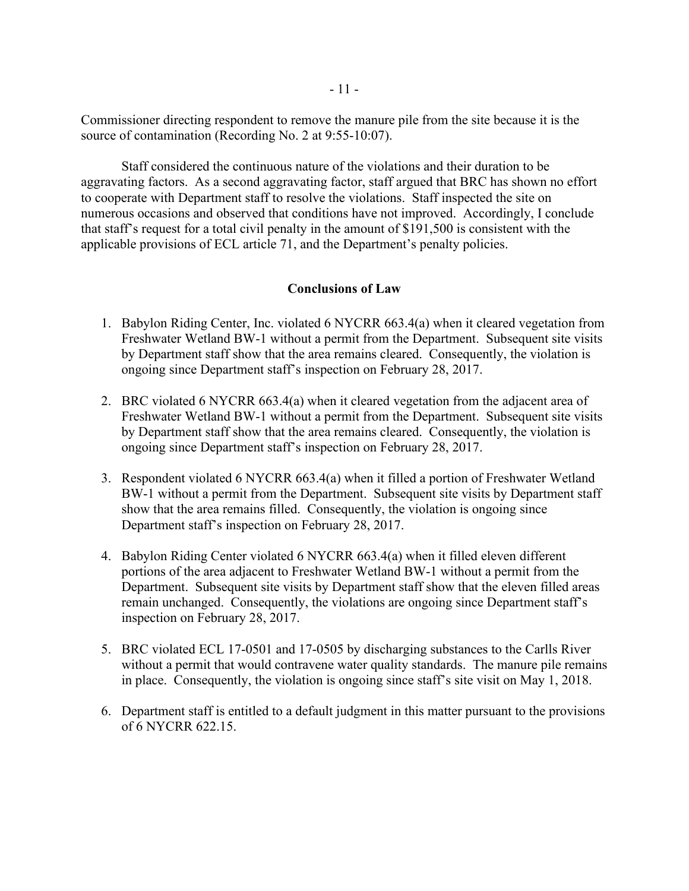Commissioner directing respondent to remove the manure pile from the site because it is the source of contamination (Recording No. 2 at 9:55-10:07).

Staff considered the continuous nature of the violations and their duration to be aggravating factors. As a second aggravating factor, staff argued that BRC has shown no effort to cooperate with Department staff to resolve the violations. Staff inspected the site on numerous occasions and observed that conditions have not improved. Accordingly, I conclude that staff's request for a total civil penalty in the amount of $191,500 is consistent with the applicable provisions of ECL article 71, and the Department's penalty policies.

## Conclusions of Law

1. Babylon Riding Center, Inc. violated 6 NYCRR 663.4(a) when it cleared vegetation from Freshwater Wetland BW-1 without a permit from the Department. Subsequent site visits by Department staff show that the area remains cleared. Consequently, the violation is ongoing since Department staff's inspection on February 28, 2017.
2. BRC violated 6 NYCRR 663.4(a) when it cleared vegetation from the adjacent area of Freshwater Wetland BW-1 without a permit from the Department. Subsequent site visits by Department staff show that the area remains cleared. Consequently, the violation is ongoing since Department staff's inspection on February 28, 2017.
3. Respondent violated 6 NYCRR 663.4(a) when it filled a portion of Freshwater Wetland BW-1 without a permit from the Department. Subsequent site visits by Department staff show that the area remains filled. Consequently, the violation is ongoing since Department staff's inspection on February 28, 2017.
4. Babylon Riding Center violated 6 NYCRR 663.4(a) when it filled eleven different portions of the area adjacent to Freshwater Wetland BW-1 without a permit from the Department. Subsequent site visits by Department staff show that the eleven filled areas remain unchanged. Consequently, the violations are ongoing since Department staff's inspection on February 28, 2017.
5. BRC violated ECL 17-0501 and 17-0505 by discharging substances to the Carlls River without a permit that would contravene water quality standards. The manure pile remains in place. Consequently, the violation is ongoing since staff's site visit on May 1, 2018.
6. Department staff is entitled to a default judgment in this matter pursuant to the provisions of 6 NYCRR 622.15.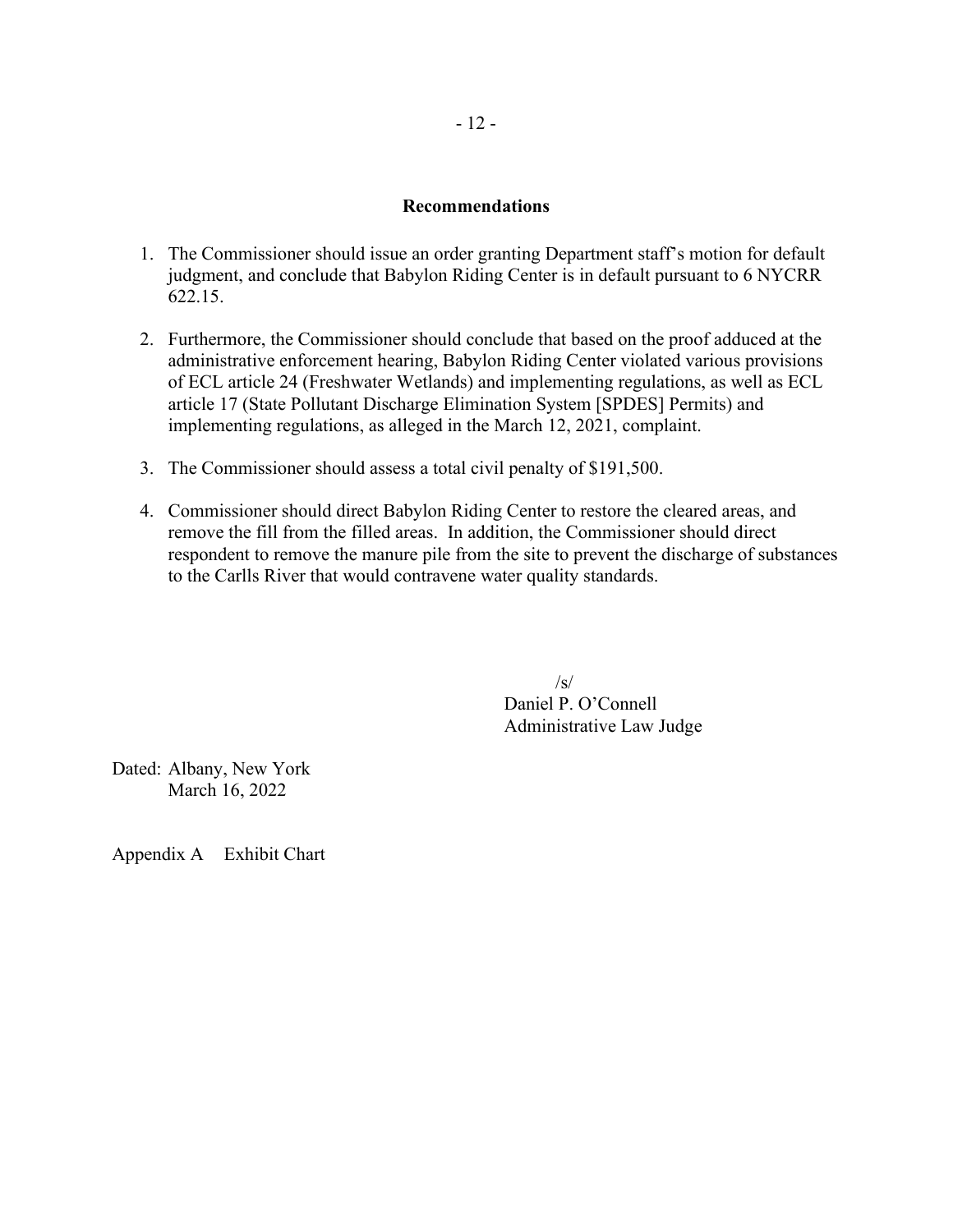## Recommendations

1. The Commissioner should issue an order granting Department staff's motion for default judgment, and conclude that Babylon Riding Center is in default pursuant to 6 NYCRR 622.15.

2. Furthermore, the Commissioner should conclude that based on the proof adduced at the administrative enforcement hearing, Babylon Riding Center violated various provisions of ECL article 24 (Freshwater Wetlands) and implementing regulations, as well as ECL article 17 (State Pollutant Discharge Elimination System [SPDES] Permits) and implementing regulations, as alleged in the March 12, 2021, complaint.

3. The Commissioner should assess a total civil penalty of $191,500.

4. Commissioner should direct Babylon Riding Center to restore the cleared areas, and remove the fill from the filled areas. In addition, the Commissioner should direct respondent to remove the manure pile from the site to prevent the discharge of substances to the Carlls River that would contravene water quality standards.

/s/
Daniel P. O'Connell
Administrative Law Judge

Dated: Albany, New York
March 16, 2022

Appendix A Exhibit Chart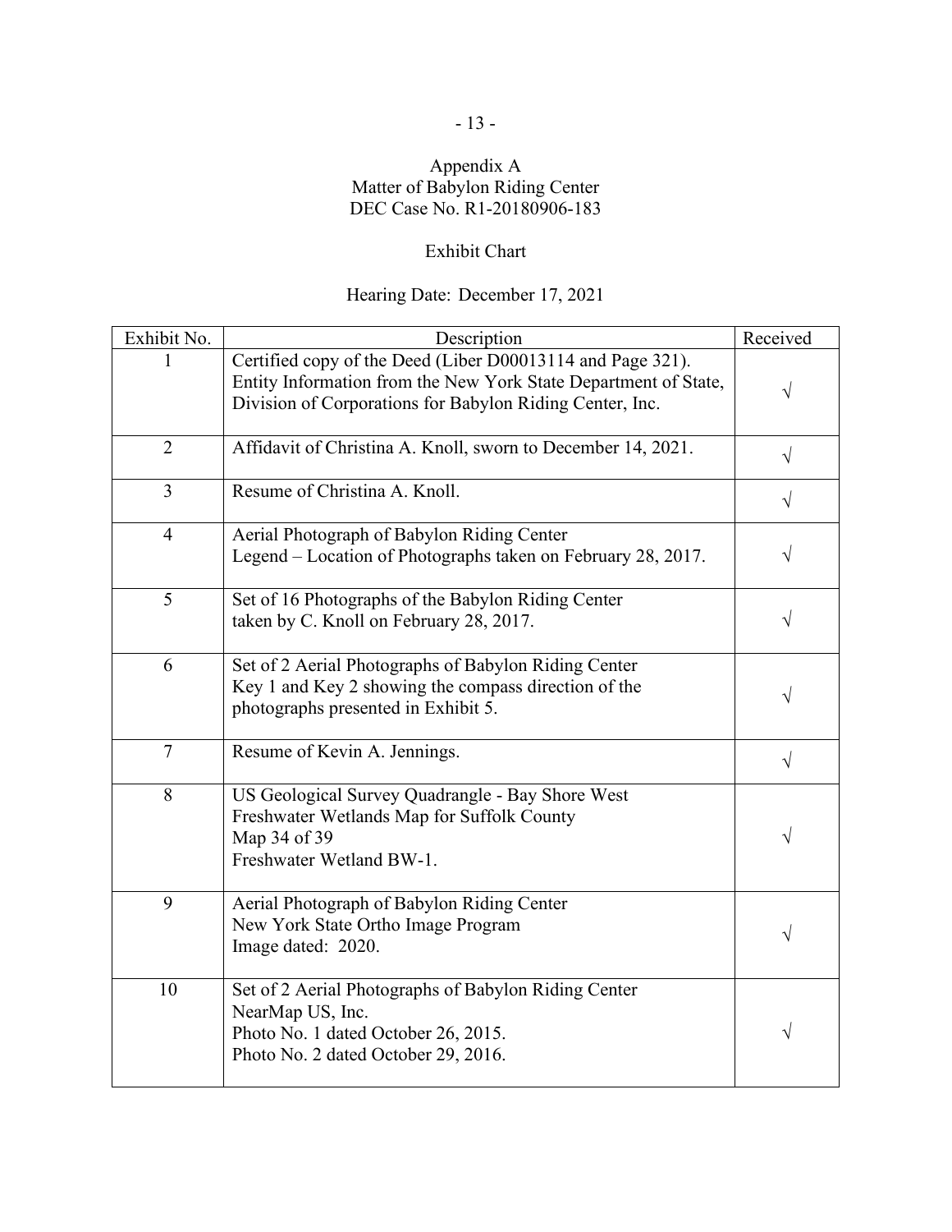Appendix A
Matter of Babylon Riding Center
DEC Case No. R1-20180906-183

Exhibit Chart

Hearing Date: December 17, 2021

| Exhibit No. | Description | Received |
|---|---|---|
| 1 | Certified copy of the Deed (Liber D00013114 and Page 321). Entity Information from the New York State Department of State, Division of Corporations for Babylon Riding Center, Inc. | √ |
| 2 | Affidavit of Christina A. Knoll, sworn to December 14, 2021. | √ |
| 3 | Resume of Christina A. Knoll. | √ |
| 4 | Aerial Photograph of Babylon Riding Center<br>Legend – Location of Photographs taken on February 28, 2017. | √ |
| 5 | Set of 16 Photographs of the Babylon Riding Center taken by C. Knoll on February 28, 2017. | √ |
| 6 | Set of 2 Aerial Photographs of Babylon Riding Center<br>Key 1 and Key 2 showing the compass direction of the photographs presented in Exhibit 5. | √ |
| 7 | Resume of Kevin A. Jennings. | √ |
| 8 | US Geological Survey Quadrangle - Bay Shore West<br>Freshwater Wetlands Map for Suffolk County<br>Map 34 of 39<br>Freshwater Wetland BW-1. | √ |
| 9 | Aerial Photograph of Babylon Riding Center<br>New York State Ortho Image Program<br>Image dated: 2020. | √ |
| 10 | Set of 2 Aerial Photographs of Babylon Riding Center<br>NearMap US, Inc.<br>Photo No. 1 dated October 26, 2015.<br>Photo No. 2 dated October 29, 2016. | √ |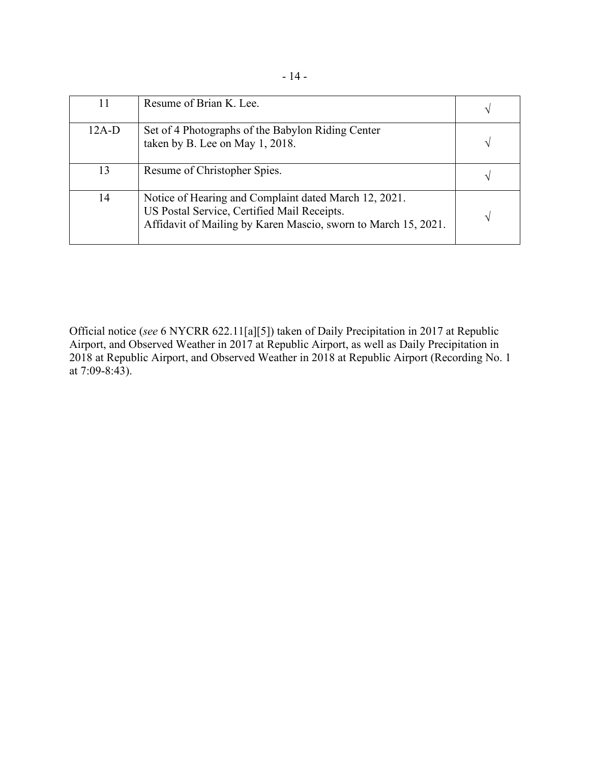| | | |
|---|---|---|
| 11 | Resume of Brian K. Lee. | √ |
| 12A-D | Set of 4 Photographs of the Babylon Riding Center taken by B. Lee on May 1, 2018. | √ |
| 13 | Resume of Christopher Spies. | √ |
| 14 | Notice of Hearing and Complaint dated March 12, 2021.<br>US Postal Service, Certified Mail Receipts.<br>Affidavit of Mailing by Karen Mascio, sworn to March 15, 2021. | √ |

Official notice (*see* 6 NYCRR 622.11[a][5]) taken of Daily Precipitation in 2017 at Republic Airport, and Observed Weather in 2017 at Republic Airport, as well as Daily Precipitation in 2018 at Republic Airport, and Observed Weather in 2018 at Republic Airport (Recording No. 1 at 7:09-8:43).